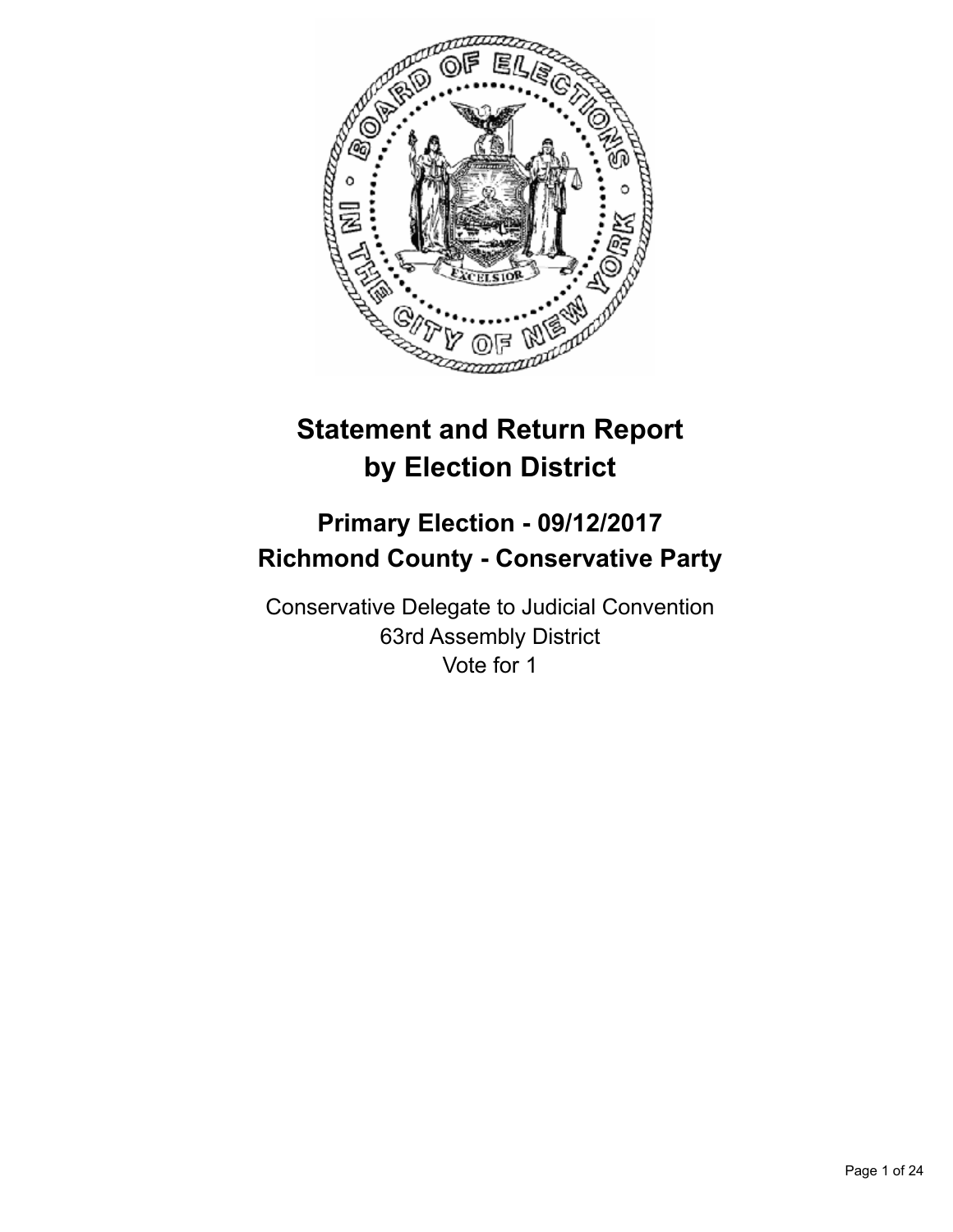# Statement and Return Report by Election District

## Primary Election - 09/12/2017
## Richmond County - Conservative Party

Conservative Delegate to Judicial Convention
63rd Assembly District
Vote for 1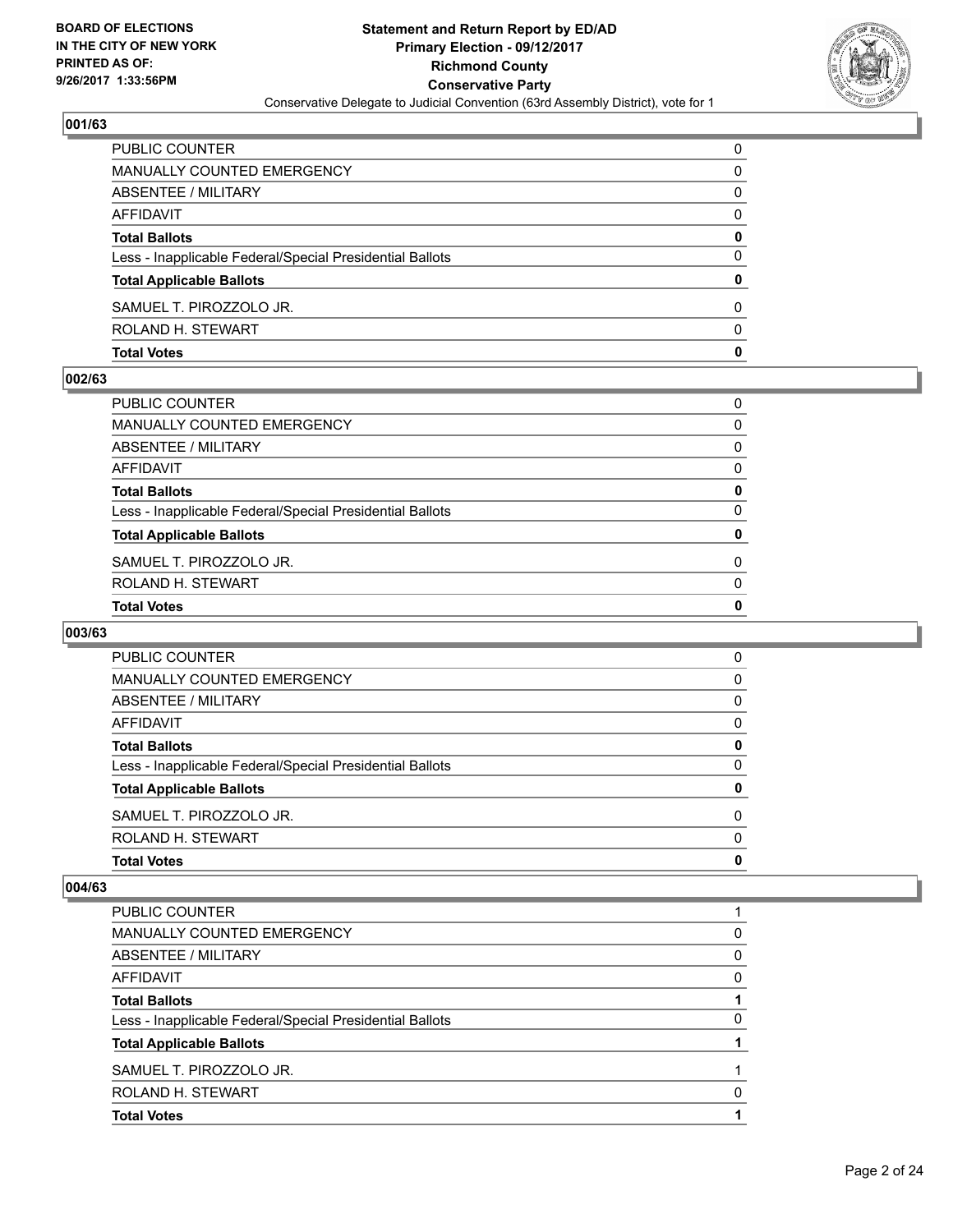**BOARD OF ELECTIONS IN THE CITY OF NEW YORK PRINTED AS OF: 9/26/2017 1:33:56PM**

**Statement and Return Report by ED/AD**
**Primary Election - 09/12/2017**
**Richmond County**
**Conservative Party**
Conservative Delegate to Judicial Convention (63rd Assembly District), vote for 1

### 001/63

| | |
|---|---|
| PUBLIC COUNTER | 0 |
| MANUALLY COUNTED EMERGENCY | 0 |
| ABSENTEE / MILITARY | 0 |
| AFFIDAVIT | 0 |
| **Total Ballots** | **0** |
| Less - Inapplicable Federal/Special Presidential Ballots | 0 |
| **Total Applicable Ballots** | **0** |
| SAMUEL T. PIROZZOLO JR. | 0 |
| ROLAND H. STEWART | 0 |
| **Total Votes** | **0** |

### 002/63

| | |
|---|---|
| PUBLIC COUNTER | 0 |
| MANUALLY COUNTED EMERGENCY | 0 |
| ABSENTEE / MILITARY | 0 |
| AFFIDAVIT | 0 |
| **Total Ballots** | **0** |
| Less - Inapplicable Federal/Special Presidential Ballots | 0 |
| **Total Applicable Ballots** | **0** |
| SAMUEL T. PIROZZOLO JR. | 0 |
| ROLAND H. STEWART | 0 |
| **Total Votes** | **0** |

### 003/63

| | |
|---|---|
| PUBLIC COUNTER | 0 |
| MANUALLY COUNTED EMERGENCY | 0 |
| ABSENTEE / MILITARY | 0 |
| AFFIDAVIT | 0 |
| **Total Ballots** | **0** |
| Less - Inapplicable Federal/Special Presidential Ballots | 0 |
| **Total Applicable Ballots** | **0** |
| SAMUEL T. PIROZZOLO JR. | 0 |
| ROLAND H. STEWART | 0 |
| **Total Votes** | **0** |

### 004/63

| | |
|---|---|
| PUBLIC COUNTER | 1 |
| MANUALLY COUNTED EMERGENCY | 0 |
| ABSENTEE / MILITARY | 0 |
| AFFIDAVIT | 0 |
| **Total Ballots** | **1** |
| Less - Inapplicable Federal/Special Presidential Ballots | 0 |
| **Total Applicable Ballots** | **1** |
| SAMUEL T. PIROZZOLO JR. | 1 |
| ROLAND H. STEWART | 0 |
| **Total Votes** | **1** |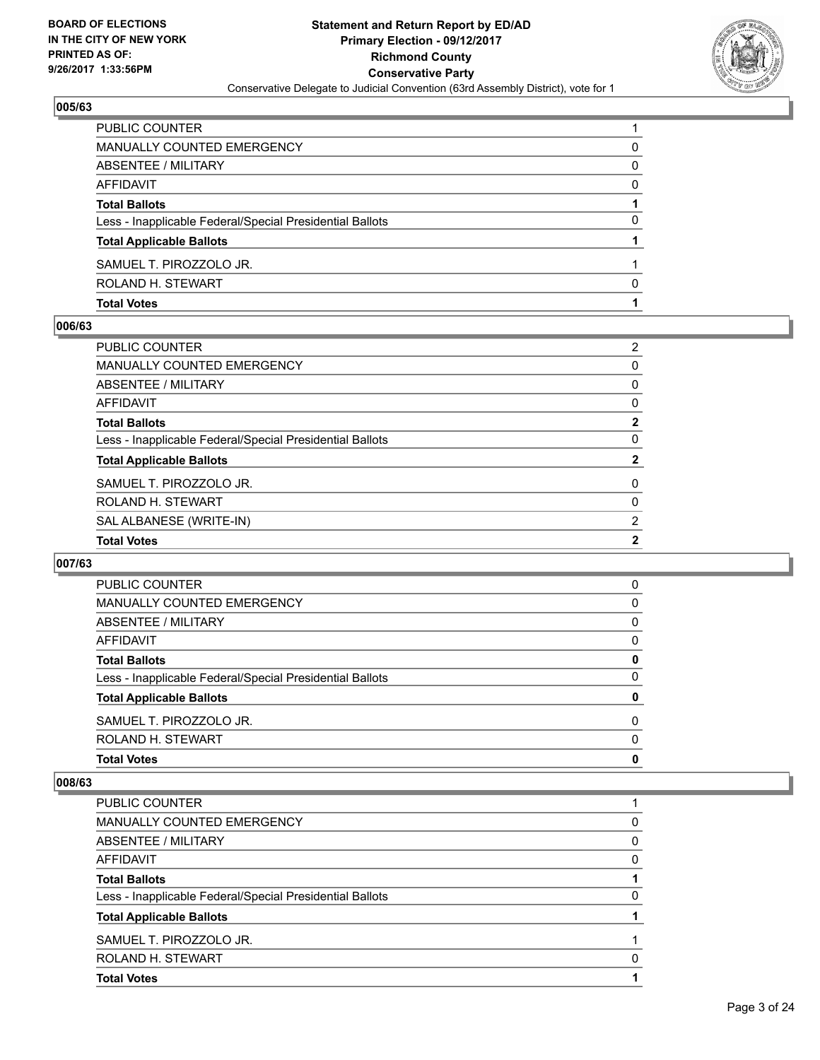**Statement and Return Report by ED/AD**
**Primary Election - 09/12/2017**
**Richmond County**
**Conservative Party**
Conservative Delegate to Judicial Convention (63rd Assembly District), vote for 1

BOARD OF ELECTIONS IN THE CITY OF NEW YORK PRINTED AS OF: 9/26/2017 1:33:56PM

### 005/63

| | |
|---|---|
| PUBLIC COUNTER | 1 |
| MANUALLY COUNTED EMERGENCY | 0 |
| ABSENTEE / MILITARY | 0 |
| AFFIDAVIT | 0 |
| **Total Ballots** | **1** |
| Less - Inapplicable Federal/Special Presidential Ballots | 0 |
| **Total Applicable Ballots** | **1** |
| SAMUEL T. PIROZZOLO JR. | 1 |
| ROLAND H. STEWART | 0 |
| **Total Votes** | **1** |

### 006/63

| | |
|---|---|
| PUBLIC COUNTER | 2 |
| MANUALLY COUNTED EMERGENCY | 0 |
| ABSENTEE / MILITARY | 0 |
| AFFIDAVIT | 0 |
| **Total Ballots** | **2** |
| Less - Inapplicable Federal/Special Presidential Ballots | 0 |
| **Total Applicable Ballots** | **2** |
| SAMUEL T. PIROZZOLO JR. | 0 |
| ROLAND H. STEWART | 0 |
| SAL ALBANESE (WRITE-IN) | 2 |
| **Total Votes** | **2** |

### 007/63

| | |
|---|---|
| PUBLIC COUNTER | 0 |
| MANUALLY COUNTED EMERGENCY | 0 |
| ABSENTEE / MILITARY | 0 |
| AFFIDAVIT | 0 |
| **Total Ballots** | **0** |
| Less - Inapplicable Federal/Special Presidential Ballots | 0 |
| **Total Applicable Ballots** | **0** |
| SAMUEL T. PIROZZOLO JR. | 0 |
| ROLAND H. STEWART | 0 |
| **Total Votes** | **0** |

### 008/63

| | |
|---|---|
| PUBLIC COUNTER | 1 |
| MANUALLY COUNTED EMERGENCY | 0 |
| ABSENTEE / MILITARY | 0 |
| AFFIDAVIT | 0 |
| **Total Ballots** | **1** |
| Less - Inapplicable Federal/Special Presidential Ballots | 0 |
| **Total Applicable Ballots** | **1** |
| SAMUEL T. PIROZZOLO JR. | 1 |
| ROLAND H. STEWART | 0 |
| **Total Votes** | **1** |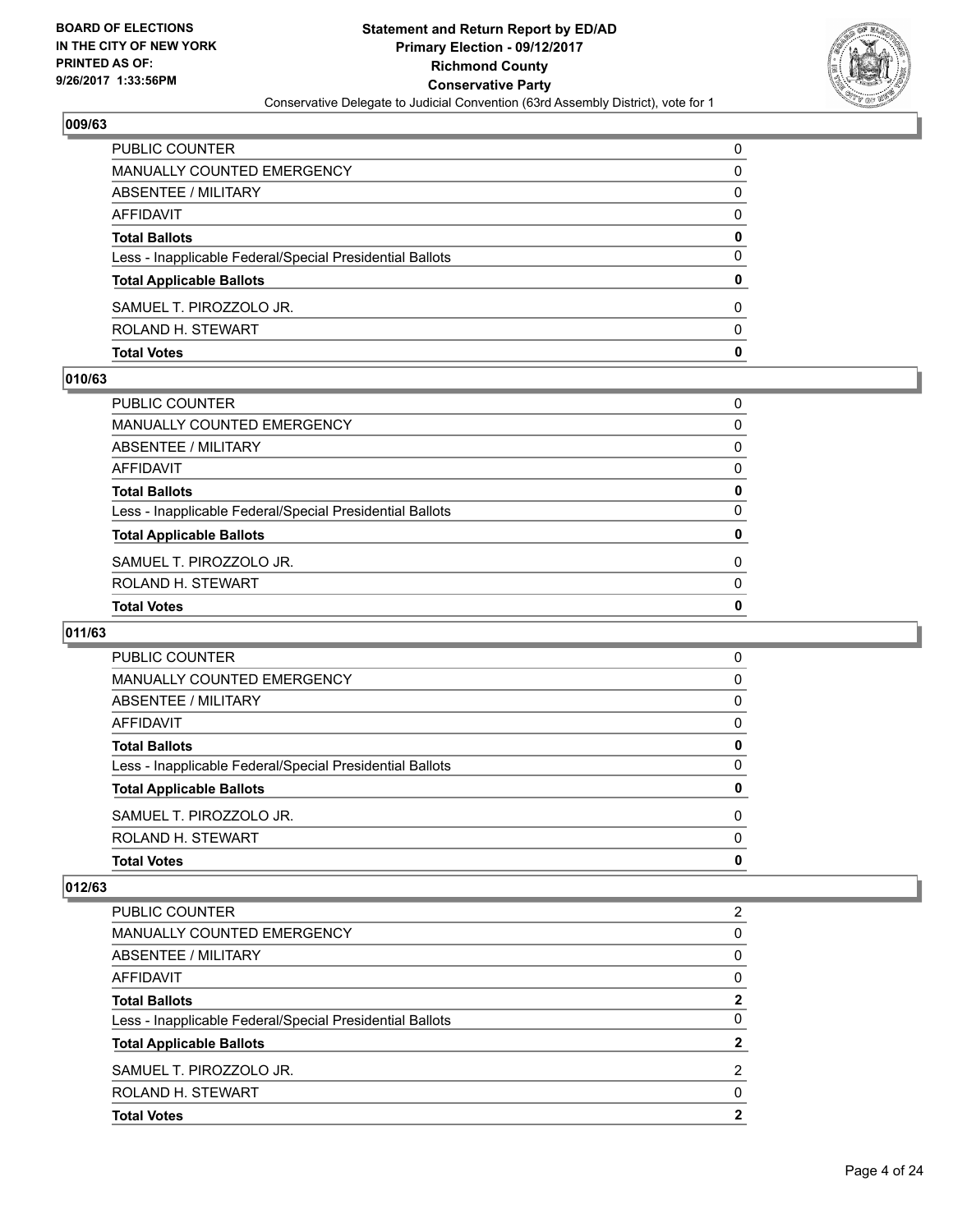**BOARD OF ELECTIONS IN THE CITY OF NEW YORK PRINTED AS OF: 9/26/2017 1:33:56PM**

**Statement and Return Report by ED/AD**
**Primary Election - 09/12/2017**
**Richmond County**
**Conservative Party**
Conservative Delegate to Judicial Convention (63rd Assembly District), vote for 1

## 009/63

| | |
|---|---|
| PUBLIC COUNTER | 0 |
| MANUALLY COUNTED EMERGENCY | 0 |
| ABSENTEE / MILITARY | 0 |
| AFFIDAVIT | 0 |
| **Total Ballots** | **0** |
| Less - Inapplicable Federal/Special Presidential Ballots | 0 |
| **Total Applicable Ballots** | **0** |
| SAMUEL T. PIROZZOLO JR. | 0 |
| ROLAND H. STEWART | 0 |
| **Total Votes** | **0** |

## 010/63

| | |
|---|---|
| PUBLIC COUNTER | 0 |
| MANUALLY COUNTED EMERGENCY | 0 |
| ABSENTEE / MILITARY | 0 |
| AFFIDAVIT | 0 |
| **Total Ballots** | **0** |
| Less - Inapplicable Federal/Special Presidential Ballots | 0 |
| **Total Applicable Ballots** | **0** |
| SAMUEL T. PIROZZOLO JR. | 0 |
| ROLAND H. STEWART | 0 |
| **Total Votes** | **0** |

## 011/63

| | |
|---|---|
| PUBLIC COUNTER | 0 |
| MANUALLY COUNTED EMERGENCY | 0 |
| ABSENTEE / MILITARY | 0 |
| AFFIDAVIT | 0 |
| **Total Ballots** | **0** |
| Less - Inapplicable Federal/Special Presidential Ballots | 0 |
| **Total Applicable Ballots** | **0** |
| SAMUEL T. PIROZZOLO JR. | 0 |
| ROLAND H. STEWART | 0 |
| **Total Votes** | **0** |

## 012/63

| | |
|---|---|
| PUBLIC COUNTER | 2 |
| MANUALLY COUNTED EMERGENCY | 0 |
| ABSENTEE / MILITARY | 0 |
| AFFIDAVIT | 0 |
| **Total Ballots** | **2** |
| Less - Inapplicable Federal/Special Presidential Ballots | 0 |
| **Total Applicable Ballots** | **2** |
| SAMUEL T. PIROZZOLO JR. | 2 |
| ROLAND H. STEWART | 0 |
| **Total Votes** | **2** |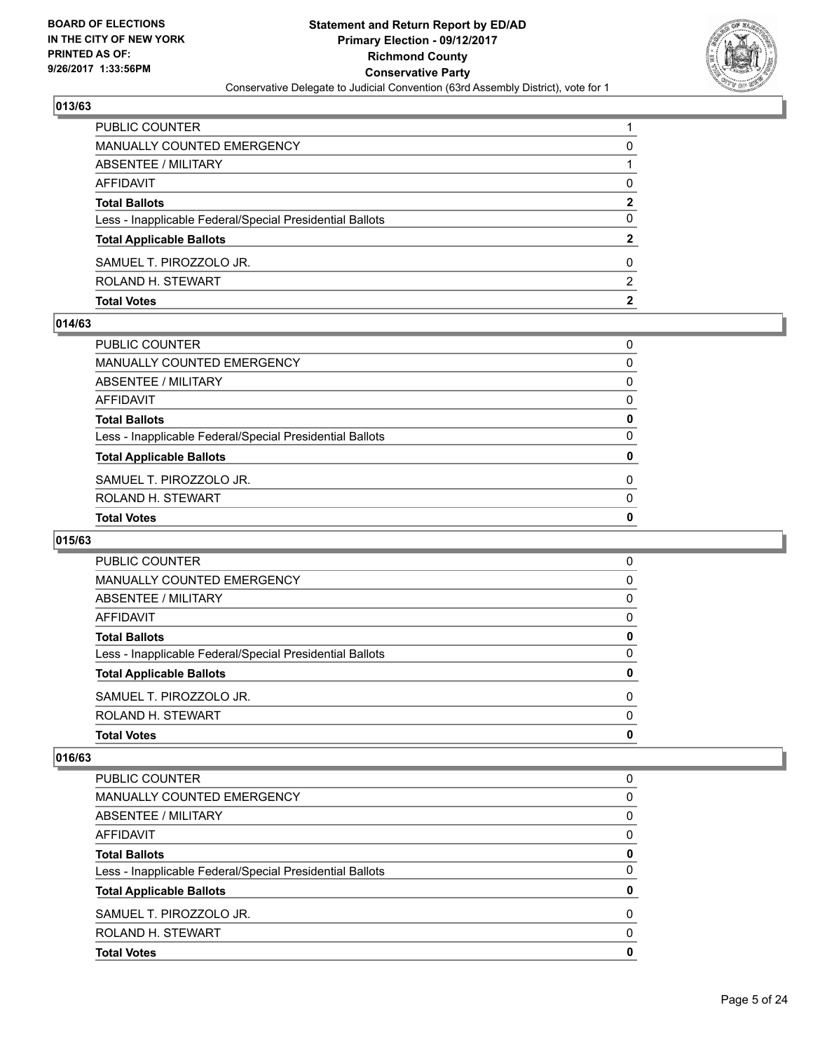Statement and Return Report by ED/AD
Primary Election - 09/12/2017
Richmond County
Conservative Party
Conservative Delegate to Judicial Convention (63rd Assembly District), vote for 1

BOARD OF ELECTIONS IN THE CITY OF NEW YORK
PRINTED AS OF: 9/26/2017 1:33:56PM

### 013/63

| | |
|---|---|
| PUBLIC COUNTER | 1 |
| MANUALLY COUNTED EMERGENCY | 0 |
| ABSENTEE / MILITARY | 1 |
| AFFIDAVIT | 0 |
| **Total Ballots** | **2** |
| Less - Inapplicable Federal/Special Presidential Ballots | 0 |
| **Total Applicable Ballots** | **2** |
| SAMUEL T. PIROZZOLO JR. | 0 |
| ROLAND H. STEWART | 2 |
| **Total Votes** | **2** |

### 014/63

| | |
|---|---|
| PUBLIC COUNTER | 0 |
| MANUALLY COUNTED EMERGENCY | 0 |
| ABSENTEE / MILITARY | 0 |
| AFFIDAVIT | 0 |
| **Total Ballots** | **0** |
| Less - Inapplicable Federal/Special Presidential Ballots | 0 |
| **Total Applicable Ballots** | **0** |
| SAMUEL T. PIROZZOLO JR. | 0 |
| ROLAND H. STEWART | 0 |
| **Total Votes** | **0** |

### 015/63

| | |
|---|---|
| PUBLIC COUNTER | 0 |
| MANUALLY COUNTED EMERGENCY | 0 |
| ABSENTEE / MILITARY | 0 |
| AFFIDAVIT | 0 |
| **Total Ballots** | **0** |
| Less - Inapplicable Federal/Special Presidential Ballots | 0 |
| **Total Applicable Ballots** | **0** |
| SAMUEL T. PIROZZOLO JR. | 0 |
| ROLAND H. STEWART | 0 |
| **Total Votes** | **0** |

### 016/63

| | |
|---|---|
| PUBLIC COUNTER | 0 |
| MANUALLY COUNTED EMERGENCY | 0 |
| ABSENTEE / MILITARY | 0 |
| AFFIDAVIT | 0 |
| **Total Ballots** | **0** |
| Less - Inapplicable Federal/Special Presidential Ballots | 0 |
| **Total Applicable Ballots** | **0** |
| SAMUEL T. PIROZZOLO JR. | 0 |
| ROLAND H. STEWART | 0 |
| **Total Votes** | **0** |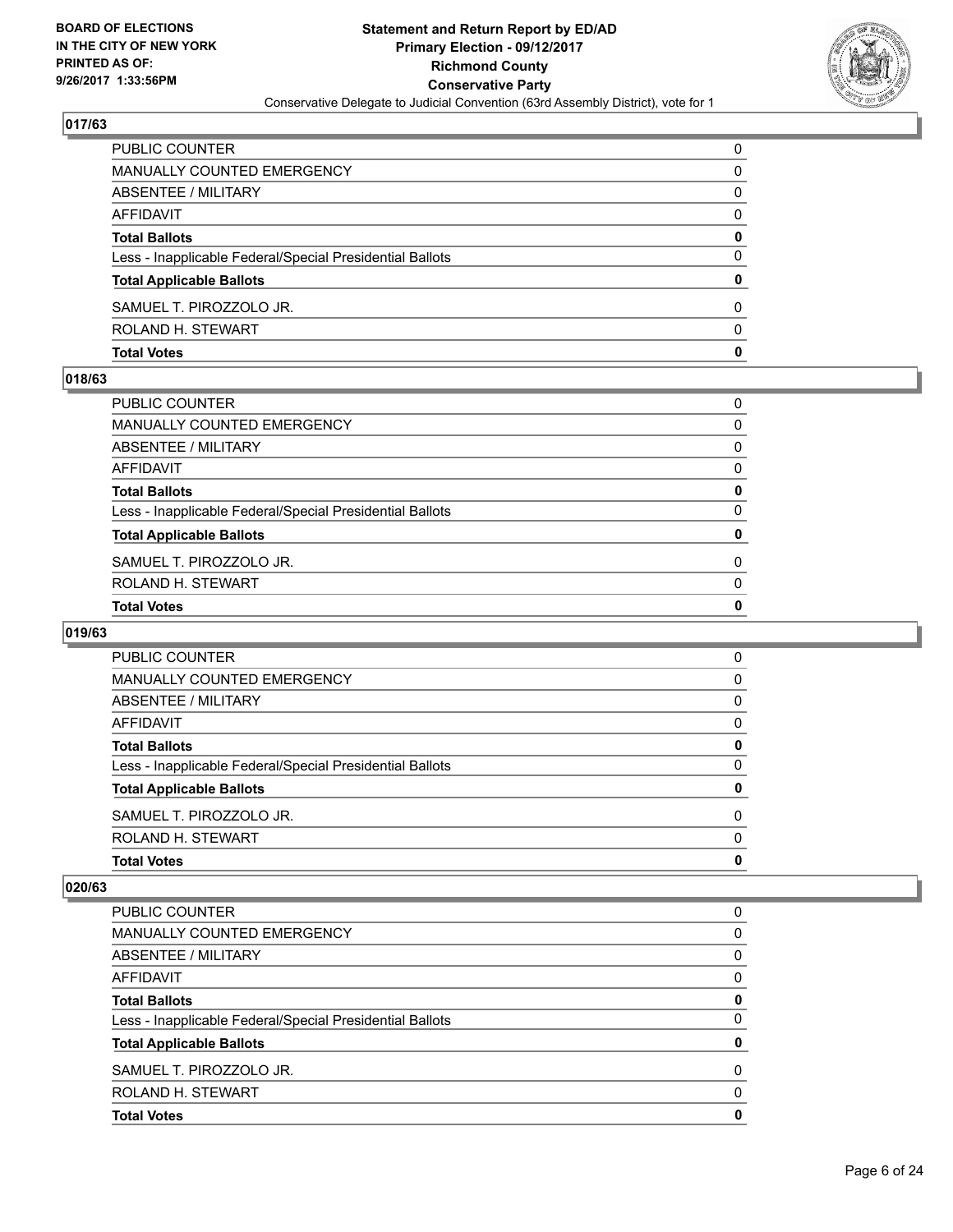## 017/63

| | |
|---|---|
| PUBLIC COUNTER | 0 |
| MANUALLY COUNTED EMERGENCY | 0 |
| ABSENTEE / MILITARY | 0 |
| AFFIDAVIT | 0 |
| **Total Ballots** | **0** |
| Less - Inapplicable Federal/Special Presidential Ballots | 0 |
| **Total Applicable Ballots** | **0** |
| SAMUEL T. PIROZZOLO JR. | 0 |
| ROLAND H. STEWART | 0 |
| **Total Votes** | **0** |

## 018/63

| | |
|---|---|
| PUBLIC COUNTER | 0 |
| MANUALLY COUNTED EMERGENCY | 0 |
| ABSENTEE / MILITARY | 0 |
| AFFIDAVIT | 0 |
| **Total Ballots** | **0** |
| Less - Inapplicable Federal/Special Presidential Ballots | 0 |
| **Total Applicable Ballots** | **0** |
| SAMUEL T. PIROZZOLO JR. | 0 |
| ROLAND H. STEWART | 0 |
| **Total Votes** | **0** |

## 019/63

| | |
|---|---|
| PUBLIC COUNTER | 0 |
| MANUALLY COUNTED EMERGENCY | 0 |
| ABSENTEE / MILITARY | 0 |
| AFFIDAVIT | 0 |
| **Total Ballots** | **0** |
| Less - Inapplicable Federal/Special Presidential Ballots | 0 |
| **Total Applicable Ballots** | **0** |
| SAMUEL T. PIROZZOLO JR. | 0 |
| ROLAND H. STEWART | 0 |
| **Total Votes** | **0** |

## 020/63

| | |
|---|---|
| PUBLIC COUNTER | 0 |
| MANUALLY COUNTED EMERGENCY | 0 |
| ABSENTEE / MILITARY | 0 |
| AFFIDAVIT | 0 |
| **Total Ballots** | **0** |
| Less - Inapplicable Federal/Special Presidential Ballots | 0 |
| **Total Applicable Ballots** | **0** |
| SAMUEL T. PIROZZOLO JR. | 0 |
| ROLAND H. STEWART | 0 |
| **Total Votes** | **0** |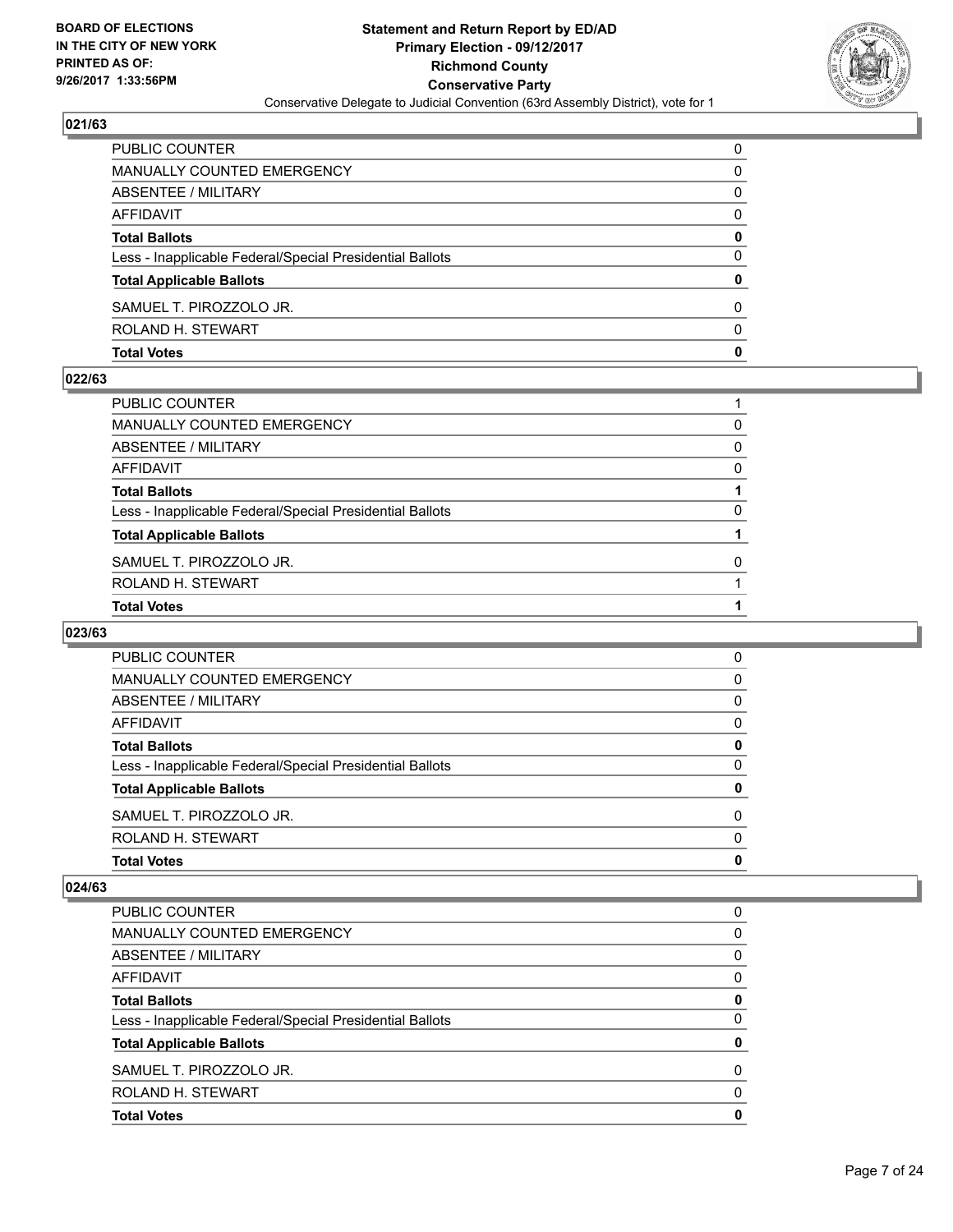## 021/63

| | |
|---|---|
| PUBLIC COUNTER | 0 |
| MANUALLY COUNTED EMERGENCY | 0 |
| ABSENTEE / MILITARY | 0 |
| AFFIDAVIT | 0 |
| **Total Ballots** | **0** |
| Less - Inapplicable Federal/Special Presidential Ballots | 0 |
| **Total Applicable Ballots** | **0** |
| SAMUEL T. PIROZZOLO JR. | 0 |
| ROLAND H. STEWART | 0 |
| **Total Votes** | **0** |

## 022/63

| | |
|---|---|
| PUBLIC COUNTER | 1 |
| MANUALLY COUNTED EMERGENCY | 0 |
| ABSENTEE / MILITARY | 0 |
| AFFIDAVIT | 0 |
| **Total Ballots** | **1** |
| Less - Inapplicable Federal/Special Presidential Ballots | 0 |
| **Total Applicable Ballots** | **1** |
| SAMUEL T. PIROZZOLO JR. | 0 |
| ROLAND H. STEWART | 1 |
| **Total Votes** | **1** |

## 023/63

| | |
|---|---|
| PUBLIC COUNTER | 0 |
| MANUALLY COUNTED EMERGENCY | 0 |
| ABSENTEE / MILITARY | 0 |
| AFFIDAVIT | 0 |
| **Total Ballots** | **0** |
| Less - Inapplicable Federal/Special Presidential Ballots | 0 |
| **Total Applicable Ballots** | **0** |
| SAMUEL T. PIROZZOLO JR. | 0 |
| ROLAND H. STEWART | 0 |
| **Total Votes** | **0** |

## 024/63

| | |
|---|---|
| PUBLIC COUNTER | 0 |
| MANUALLY COUNTED EMERGENCY | 0 |
| ABSENTEE / MILITARY | 0 |
| AFFIDAVIT | 0 |
| **Total Ballots** | **0** |
| Less - Inapplicable Federal/Special Presidential Ballots | 0 |
| **Total Applicable Ballots** | **0** |
| SAMUEL T. PIROZZOLO JR. | 0 |
| ROLAND H. STEWART | 0 |
| **Total Votes** | **0** |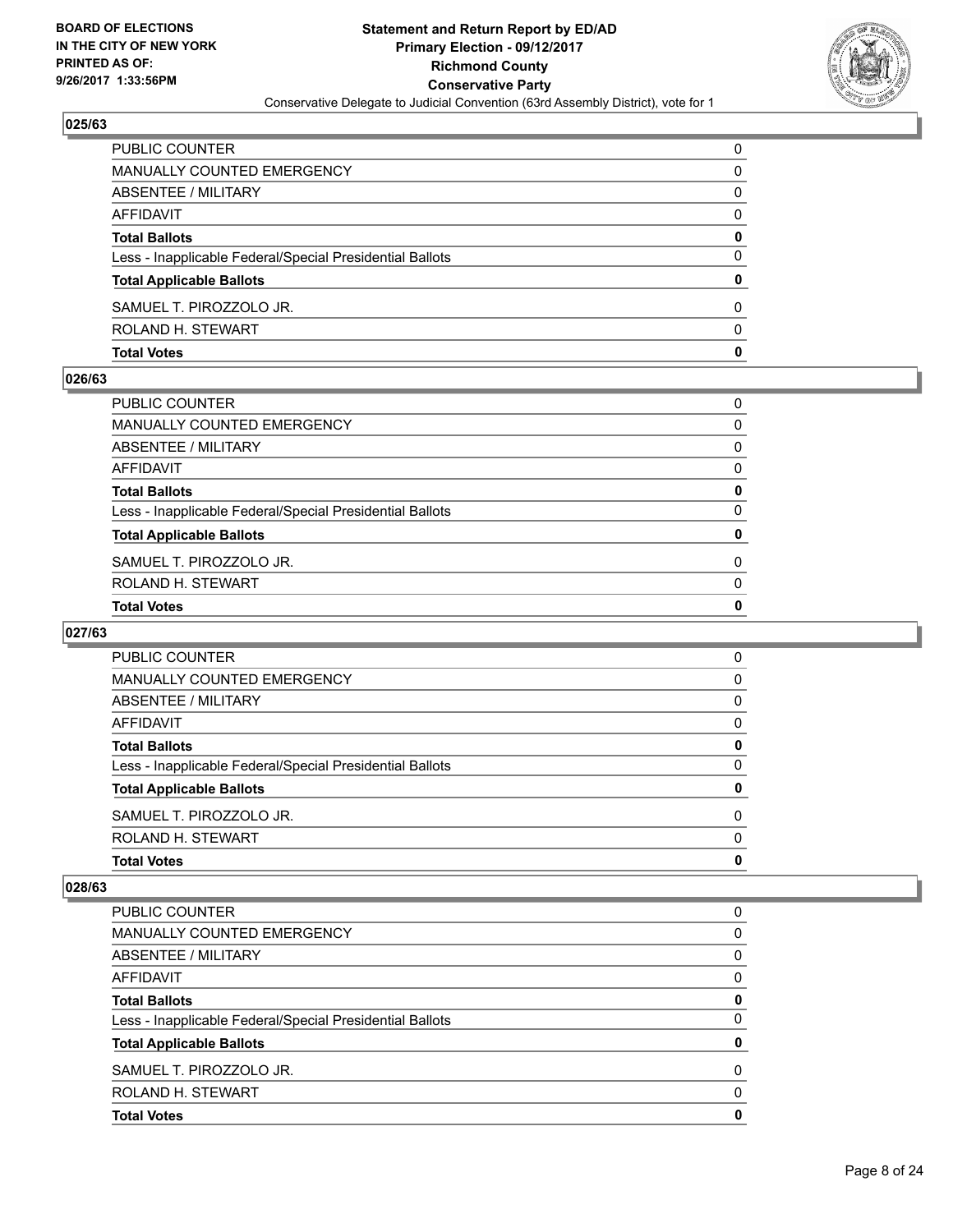## 025/63

| | |
|---|---|
| PUBLIC COUNTER | 0 |
| MANUALLY COUNTED EMERGENCY | 0 |
| ABSENTEE / MILITARY | 0 |
| AFFIDAVIT | 0 |
| **Total Ballots** | **0** |
| Less - Inapplicable Federal/Special Presidential Ballots | 0 |
| **Total Applicable Ballots** | **0** |
| SAMUEL T. PIROZZOLO JR. | 0 |
| ROLAND H. STEWART | 0 |
| **Total Votes** | **0** |

## 026/63

| | |
|---|---|
| PUBLIC COUNTER | 0 |
| MANUALLY COUNTED EMERGENCY | 0 |
| ABSENTEE / MILITARY | 0 |
| AFFIDAVIT | 0 |
| **Total Ballots** | **0** |
| Less - Inapplicable Federal/Special Presidential Ballots | 0 |
| **Total Applicable Ballots** | **0** |
| SAMUEL T. PIROZZOLO JR. | 0 |
| ROLAND H. STEWART | 0 |
| **Total Votes** | **0** |

## 027/63

| | |
|---|---|
| PUBLIC COUNTER | 0 |
| MANUALLY COUNTED EMERGENCY | 0 |
| ABSENTEE / MILITARY | 0 |
| AFFIDAVIT | 0 |
| **Total Ballots** | **0** |
| Less - Inapplicable Federal/Special Presidential Ballots | 0 |
| **Total Applicable Ballots** | **0** |
| SAMUEL T. PIROZZOLO JR. | 0 |
| ROLAND H. STEWART | 0 |
| **Total Votes** | **0** |

## 028/63

| | |
|---|---|
| PUBLIC COUNTER | 0 |
| MANUALLY COUNTED EMERGENCY | 0 |
| ABSENTEE / MILITARY | 0 |
| AFFIDAVIT | 0 |
| **Total Ballots** | **0** |
| Less - Inapplicable Federal/Special Presidential Ballots | 0 |
| **Total Applicable Ballots** | **0** |
| SAMUEL T. PIROZZOLO JR. | 0 |
| ROLAND H. STEWART | 0 |
| **Total Votes** | **0** |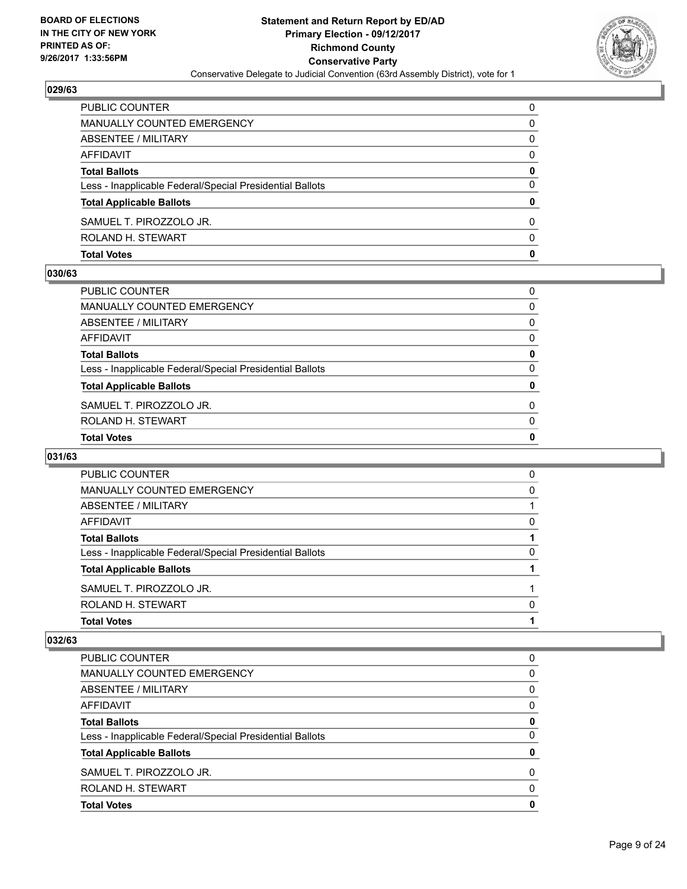## 029/63

| | |
|---|---|
| PUBLIC COUNTER | 0 |
| MANUALLY COUNTED EMERGENCY | 0 |
| ABSENTEE / MILITARY | 0 |
| AFFIDAVIT | 0 |
| **Total Ballots** | **0** |
| Less - Inapplicable Federal/Special Presidential Ballots | 0 |
| **Total Applicable Ballots** | **0** |
| SAMUEL T. PIROZZOLO JR. | 0 |
| ROLAND H. STEWART | 0 |
| **Total Votes** | **0** |

## 030/63

| | |
|---|---|
| PUBLIC COUNTER | 0 |
| MANUALLY COUNTED EMERGENCY | 0 |
| ABSENTEE / MILITARY | 0 |
| AFFIDAVIT | 0 |
| **Total Ballots** | **0** |
| Less - Inapplicable Federal/Special Presidential Ballots | 0 |
| **Total Applicable Ballots** | **0** |
| SAMUEL T. PIROZZOLO JR. | 0 |
| ROLAND H. STEWART | 0 |
| **Total Votes** | **0** |

## 031/63

| | |
|---|---|
| PUBLIC COUNTER | 0 |
| MANUALLY COUNTED EMERGENCY | 0 |
| ABSENTEE / MILITARY | 1 |
| AFFIDAVIT | 0 |
| **Total Ballots** | **1** |
| Less - Inapplicable Federal/Special Presidential Ballots | 0 |
| **Total Applicable Ballots** | **1** |
| SAMUEL T. PIROZZOLO JR. | 1 |
| ROLAND H. STEWART | 0 |
| **Total Votes** | **1** |

## 032/63

| | |
|---|---|
| PUBLIC COUNTER | 0 |
| MANUALLY COUNTED EMERGENCY | 0 |
| ABSENTEE / MILITARY | 0 |
| AFFIDAVIT | 0 |
| **Total Ballots** | **0** |
| Less - Inapplicable Federal/Special Presidential Ballots | 0 |
| **Total Applicable Ballots** | **0** |
| SAMUEL T. PIROZZOLO JR. | 0 |
| ROLAND H. STEWART | 0 |
| **Total Votes** | **0** |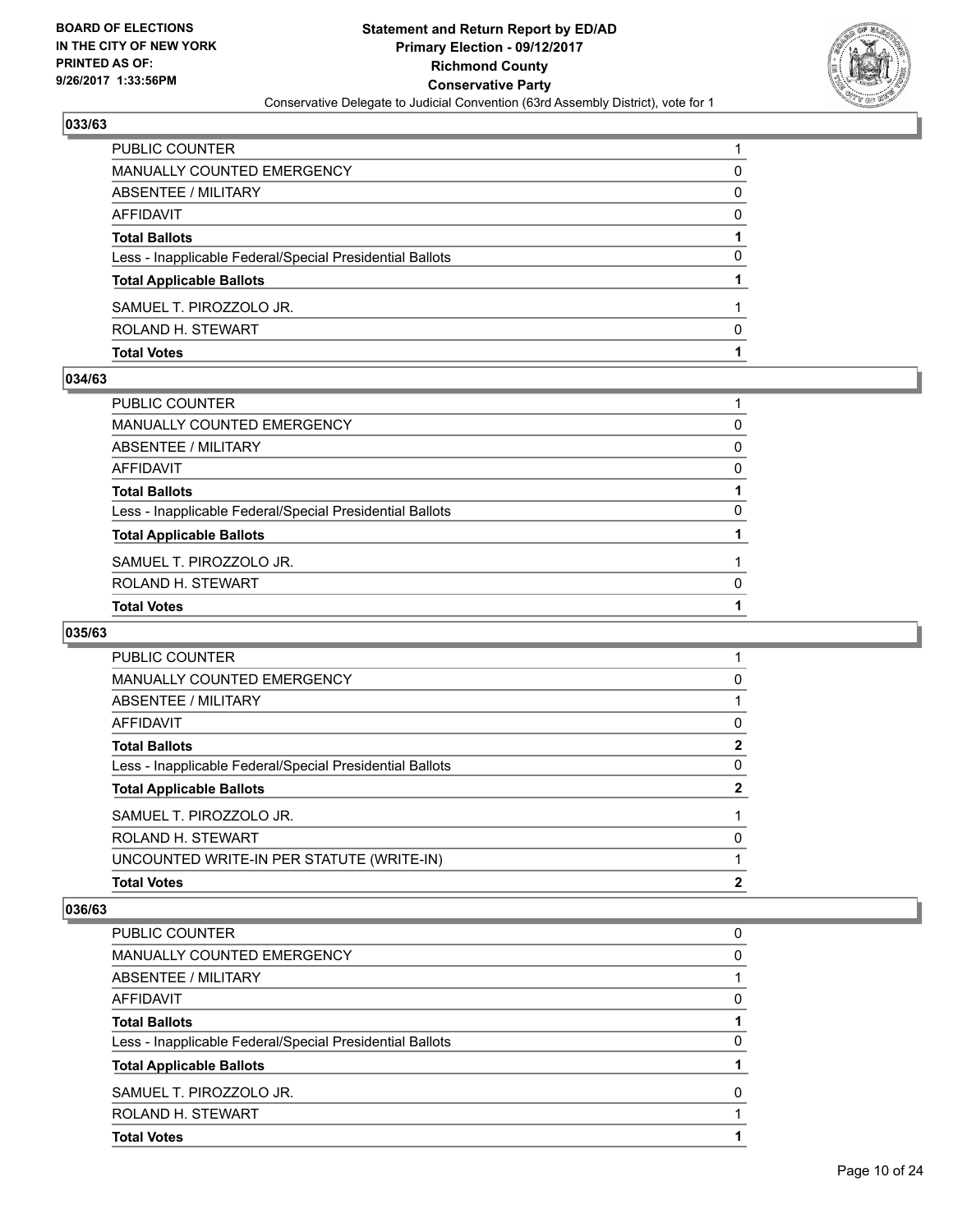## 033/63

| | |
|---|---|
| PUBLIC COUNTER | 1 |
| MANUALLY COUNTED EMERGENCY | 0 |
| ABSENTEE / MILITARY | 0 |
| AFFIDAVIT | 0 |
| **Total Ballots** | **1** |
| Less - Inapplicable Federal/Special Presidential Ballots | 0 |
| **Total Applicable Ballots** | **1** |
| SAMUEL T. PIROZZOLO JR. | 1 |
| ROLAND H. STEWART | 0 |
| **Total Votes** | **1** |

## 034/63

| | |
|---|---|
| PUBLIC COUNTER | 1 |
| MANUALLY COUNTED EMERGENCY | 0 |
| ABSENTEE / MILITARY | 0 |
| AFFIDAVIT | 0 |
| **Total Ballots** | **1** |
| Less - Inapplicable Federal/Special Presidential Ballots | 0 |
| **Total Applicable Ballots** | **1** |
| SAMUEL T. PIROZZOLO JR. | 1 |
| ROLAND H. STEWART | 0 |
| **Total Votes** | **1** |

## 035/63

| | |
|---|---|
| PUBLIC COUNTER | 1 |
| MANUALLY COUNTED EMERGENCY | 0 |
| ABSENTEE / MILITARY | 1 |
| AFFIDAVIT | 0 |
| **Total Ballots** | **2** |
| Less - Inapplicable Federal/Special Presidential Ballots | 0 |
| **Total Applicable Ballots** | **2** |
| SAMUEL T. PIROZZOLO JR. | 1 |
| ROLAND H. STEWART | 0 |
| UNCOUNTED WRITE-IN PER STATUTE (WRITE-IN) | 1 |
| **Total Votes** | **2** |

## 036/63

| | |
|---|---|
| PUBLIC COUNTER | 0 |
| MANUALLY COUNTED EMERGENCY | 0 |
| ABSENTEE / MILITARY | 1 |
| AFFIDAVIT | 0 |
| **Total Ballots** | **1** |
| Less - Inapplicable Federal/Special Presidential Ballots | 0 |
| **Total Applicable Ballots** | **1** |
| SAMUEL T. PIROZZOLO JR. | 0 |
| ROLAND H. STEWART | 1 |
| **Total Votes** | **1** |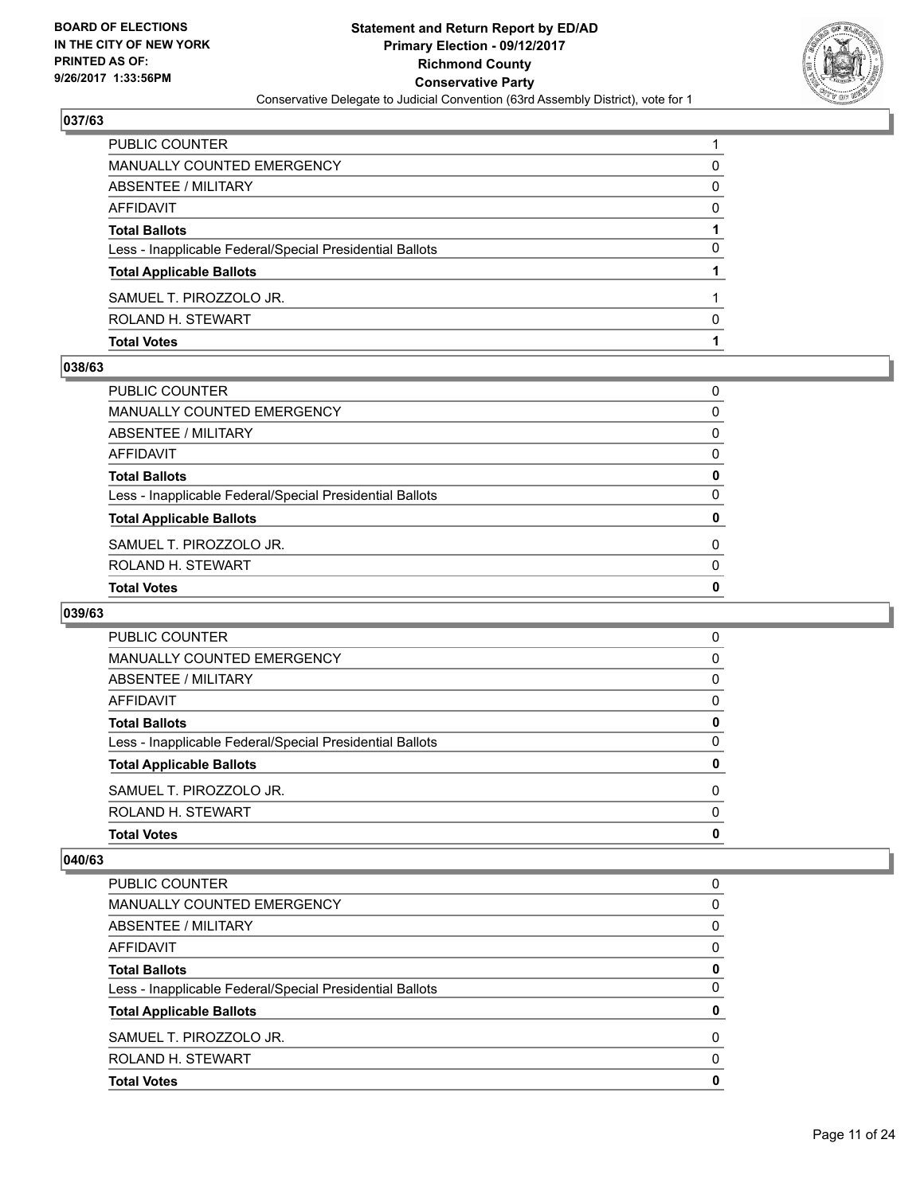### 037/63

| | |
|---|---|
| PUBLIC COUNTER | 1 |
| MANUALLY COUNTED EMERGENCY | 0 |
| ABSENTEE / MILITARY | 0 |
| AFFIDAVIT | 0 |
| **Total Ballots** | **1** |
| Less - Inapplicable Federal/Special Presidential Ballots | 0 |
| **Total Applicable Ballots** | **1** |
| SAMUEL T. PIROZZOLO JR. | 1 |
| ROLAND H. STEWART | 0 |
| **Total Votes** | **1** |

### 038/63

| | |
|---|---|
| PUBLIC COUNTER | 0 |
| MANUALLY COUNTED EMERGENCY | 0 |
| ABSENTEE / MILITARY | 0 |
| AFFIDAVIT | 0 |
| **Total Ballots** | **0** |
| Less - Inapplicable Federal/Special Presidential Ballots | 0 |
| **Total Applicable Ballots** | **0** |
| SAMUEL T. PIROZZOLO JR. | 0 |
| ROLAND H. STEWART | 0 |
| **Total Votes** | **0** |

### 039/63

| | |
|---|---|
| PUBLIC COUNTER | 0 |
| MANUALLY COUNTED EMERGENCY | 0 |
| ABSENTEE / MILITARY | 0 |
| AFFIDAVIT | 0 |
| **Total Ballots** | **0** |
| Less - Inapplicable Federal/Special Presidential Ballots | 0 |
| **Total Applicable Ballots** | **0** |
| SAMUEL T. PIROZZOLO JR. | 0 |
| ROLAND H. STEWART | 0 |
| **Total Votes** | **0** |

### 040/63

| | |
|---|---|
| PUBLIC COUNTER | 0 |
| MANUALLY COUNTED EMERGENCY | 0 |
| ABSENTEE / MILITARY | 0 |
| AFFIDAVIT | 0 |
| **Total Ballots** | **0** |
| Less - Inapplicable Federal/Special Presidential Ballots | 0 |
| **Total Applicable Ballots** | **0** |
| SAMUEL T. PIROZZOLO JR. | 0 |
| ROLAND H. STEWART | 0 |
| **Total Votes** | **0** |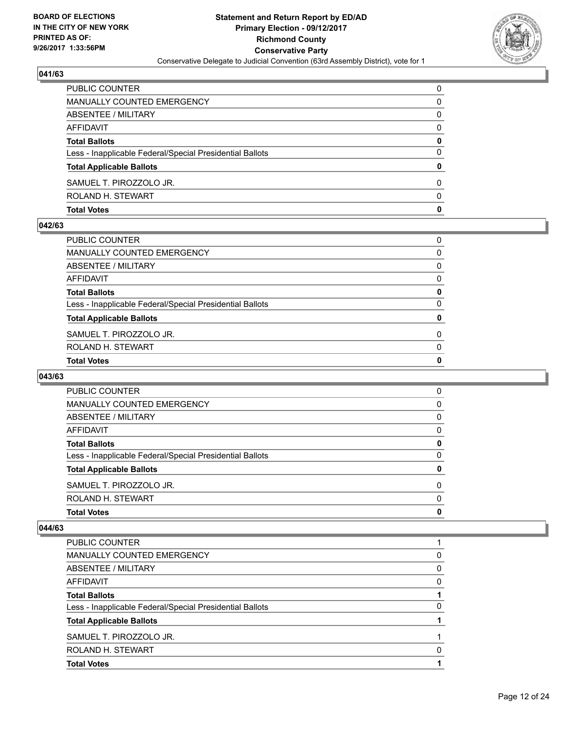BOARD OF ELECTIONS
IN THE CITY OF NEW YORK
PRINTED AS OF:
9/26/2017 1:33:56PM

**Statement and Return Report by ED/AD**
**Primary Election - 09/12/2017**
**Richmond County**
**Conservative Party**
Conservative Delegate to Judicial Convention (63rd Assembly District), vote for 1

### 041/63

| | |
|---|---|
| PUBLIC COUNTER | 0 |
| MANUALLY COUNTED EMERGENCY | 0 |
| ABSENTEE / MILITARY | 0 |
| AFFIDAVIT | 0 |
| **Total Ballots** | **0** |
| Less - Inapplicable Federal/Special Presidential Ballots | 0 |
| **Total Applicable Ballots** | **0** |
| SAMUEL T. PIROZZOLO JR. | 0 |
| ROLAND H. STEWART | 0 |
| **Total Votes** | **0** |

### 042/63

| | |
|---|---|
| PUBLIC COUNTER | 0 |
| MANUALLY COUNTED EMERGENCY | 0 |
| ABSENTEE / MILITARY | 0 |
| AFFIDAVIT | 0 |
| **Total Ballots** | **0** |
| Less - Inapplicable Federal/Special Presidential Ballots | 0 |
| **Total Applicable Ballots** | **0** |
| SAMUEL T. PIROZZOLO JR. | 0 |
| ROLAND H. STEWART | 0 |
| **Total Votes** | **0** |

### 043/63

| | |
|---|---|
| PUBLIC COUNTER | 0 |
| MANUALLY COUNTED EMERGENCY | 0 |
| ABSENTEE / MILITARY | 0 |
| AFFIDAVIT | 0 |
| **Total Ballots** | **0** |
| Less - Inapplicable Federal/Special Presidential Ballots | 0 |
| **Total Applicable Ballots** | **0** |
| SAMUEL T. PIROZZOLO JR. | 0 |
| ROLAND H. STEWART | 0 |
| **Total Votes** | **0** |

### 044/63

| | |
|---|---|
| PUBLIC COUNTER | 1 |
| MANUALLY COUNTED EMERGENCY | 0 |
| ABSENTEE / MILITARY | 0 |
| AFFIDAVIT | 0 |
| **Total Ballots** | **1** |
| Less - Inapplicable Federal/Special Presidential Ballots | 0 |
| **Total Applicable Ballots** | **1** |
| SAMUEL T. PIROZZOLO JR. | 1 |
| ROLAND H. STEWART | 0 |
| **Total Votes** | **1** |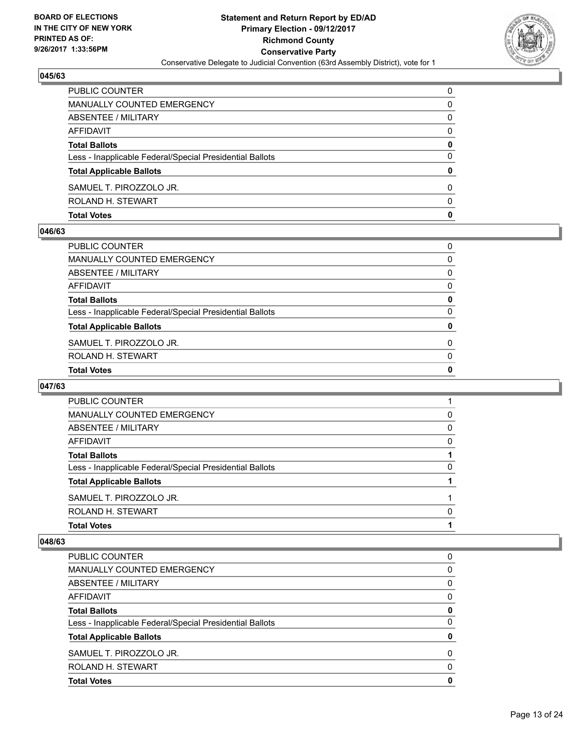**BOARD OF ELECTIONS IN THE CITY OF NEW YORK PRINTED AS OF: 9/26/2017 1:33:56PM**

**Statement and Return Report by ED/AD Primary Election - 09/12/2017 Richmond County Conservative Party**

Conservative Delegate to Judicial Convention (63rd Assembly District), vote for 1

### 045/63

| | |
|---|---|
| PUBLIC COUNTER | 0 |
| MANUALLY COUNTED EMERGENCY | 0 |
| ABSENTEE / MILITARY | 0 |
| AFFIDAVIT | 0 |
| **Total Ballots** | **0** |
| Less - Inapplicable Federal/Special Presidential Ballots | 0 |
| **Total Applicable Ballots** | **0** |
| SAMUEL T. PIROZZOLO JR. | 0 |
| ROLAND H. STEWART | 0 |
| **Total Votes** | **0** |

### 046/63

| | |
|---|---|
| PUBLIC COUNTER | 0 |
| MANUALLY COUNTED EMERGENCY | 0 |
| ABSENTEE / MILITARY | 0 |
| AFFIDAVIT | 0 |
| **Total Ballots** | **0** |
| Less - Inapplicable Federal/Special Presidential Ballots | 0 |
| **Total Applicable Ballots** | **0** |
| SAMUEL T. PIROZZOLO JR. | 0 |
| ROLAND H. STEWART | 0 |
| **Total Votes** | **0** |

### 047/63

| | |
|---|---|
| PUBLIC COUNTER | 1 |
| MANUALLY COUNTED EMERGENCY | 0 |
| ABSENTEE / MILITARY | 0 |
| AFFIDAVIT | 0 |
| **Total Ballots** | **1** |
| Less - Inapplicable Federal/Special Presidential Ballots | 0 |
| **Total Applicable Ballots** | **1** |
| SAMUEL T. PIROZZOLO JR. | 1 |
| ROLAND H. STEWART | 0 |
| **Total Votes** | **1** |

### 048/63

| | |
|---|---|
| PUBLIC COUNTER | 0 |
| MANUALLY COUNTED EMERGENCY | 0 |
| ABSENTEE / MILITARY | 0 |
| AFFIDAVIT | 0 |
| **Total Ballots** | **0** |
| Less - Inapplicable Federal/Special Presidential Ballots | 0 |
| **Total Applicable Ballots** | **0** |
| SAMUEL T. PIROZZOLO JR. | 0 |
| ROLAND H. STEWART | 0 |
| **Total Votes** | **0** |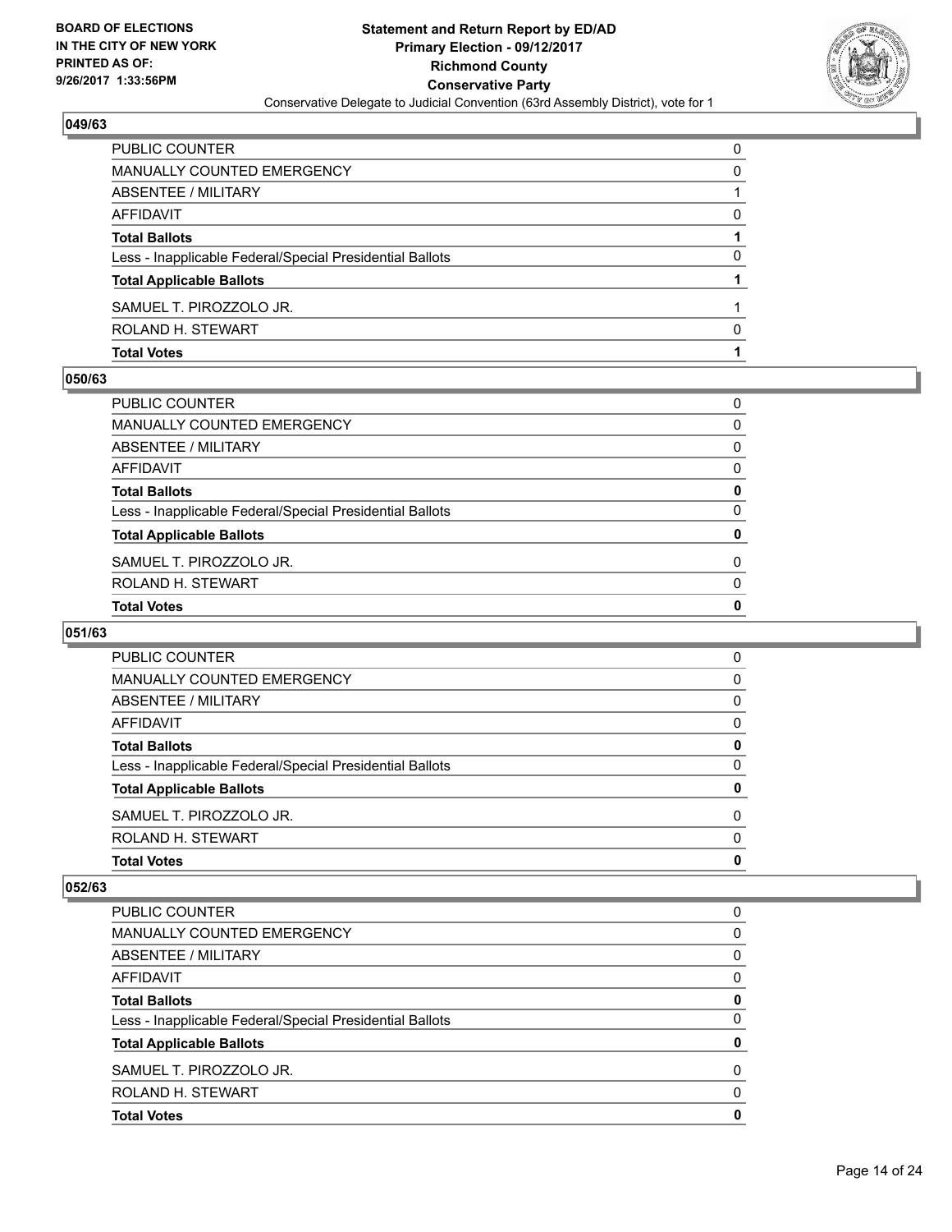**BOARD OF ELECTIONS IN THE CITY OF NEW YORK PRINTED AS OF: 9/26/2017 1:33:56PM**

**Statement and Return Report by ED/AD Primary Election - 09/12/2017 Richmond County Conservative Party**

Conservative Delegate to Judicial Convention (63rd Assembly District), vote for 1

### 049/63

| | |
|---|---|
| PUBLIC COUNTER | 0 |
| MANUALLY COUNTED EMERGENCY | 0 |
| ABSENTEE / MILITARY | 1 |
| AFFIDAVIT | 0 |
| **Total Ballots** | **1** |
| Less - Inapplicable Federal/Special Presidential Ballots | 0 |
| **Total Applicable Ballots** | **1** |
| SAMUEL T. PIROZZOLO JR. | 1 |
| ROLAND H. STEWART | 0 |
| **Total Votes** | **1** |

### 050/63

| | |
|---|---|
| PUBLIC COUNTER | 0 |
| MANUALLY COUNTED EMERGENCY | 0 |
| ABSENTEE / MILITARY | 0 |
| AFFIDAVIT | 0 |
| **Total Ballots** | **0** |
| Less - Inapplicable Federal/Special Presidential Ballots | 0 |
| **Total Applicable Ballots** | **0** |
| SAMUEL T. PIROZZOLO JR. | 0 |
| ROLAND H. STEWART | 0 |
| **Total Votes** | **0** |

### 051/63

| | |
|---|---|
| PUBLIC COUNTER | 0 |
| MANUALLY COUNTED EMERGENCY | 0 |
| ABSENTEE / MILITARY | 0 |
| AFFIDAVIT | 0 |
| **Total Ballots** | **0** |
| Less - Inapplicable Federal/Special Presidential Ballots | 0 |
| **Total Applicable Ballots** | **0** |
| SAMUEL T. PIROZZOLO JR. | 0 |
| ROLAND H. STEWART | 0 |
| **Total Votes** | **0** |

### 052/63

| | |
|---|---|
| PUBLIC COUNTER | 0 |
| MANUALLY COUNTED EMERGENCY | 0 |
| ABSENTEE / MILITARY | 0 |
| AFFIDAVIT | 0 |
| **Total Ballots** | **0** |
| Less - Inapplicable Federal/Special Presidential Ballots | 0 |
| **Total Applicable Ballots** | **0** |
| SAMUEL T. PIROZZOLO JR. | 0 |
| ROLAND H. STEWART | 0 |
| **Total Votes** | **0** |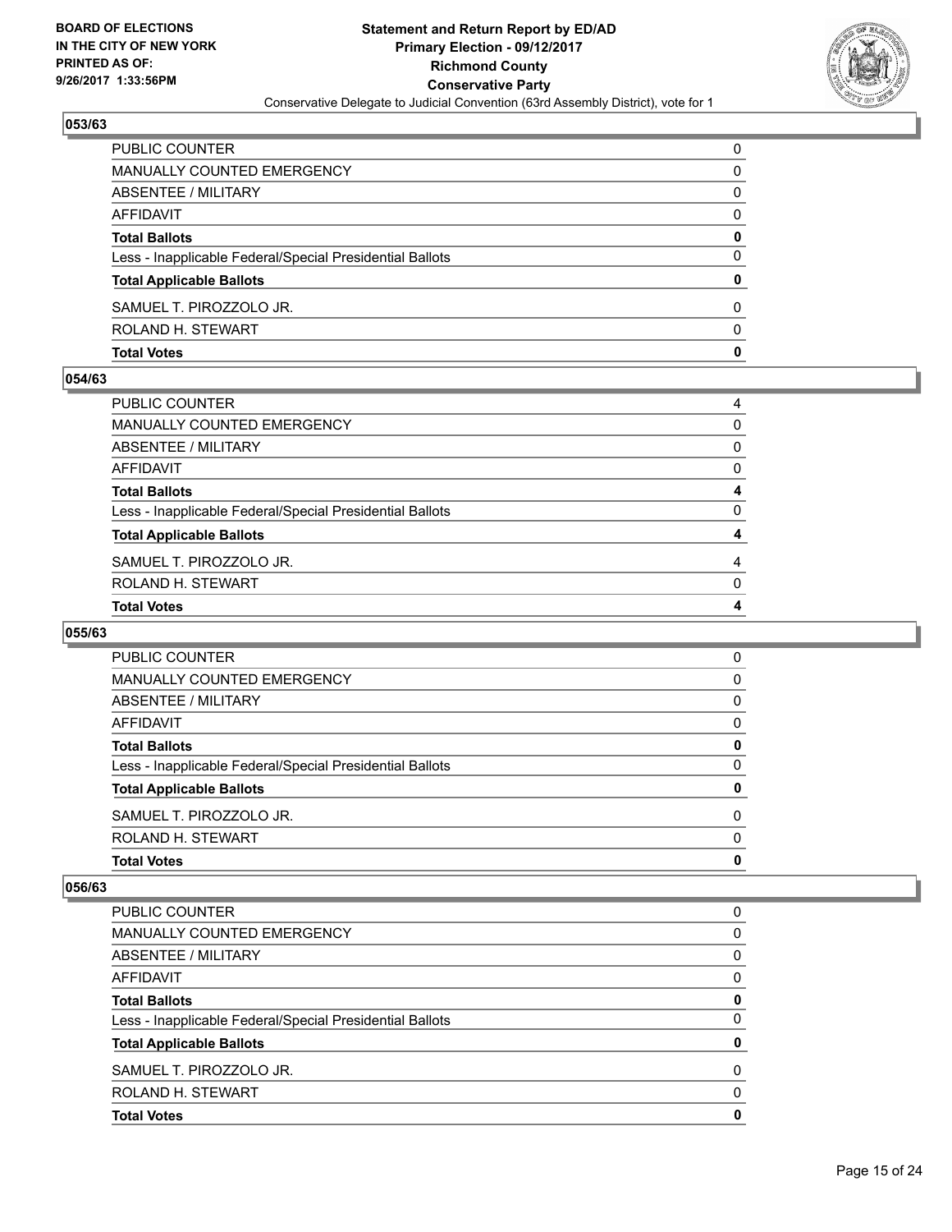BOARD OF ELECTIONS
IN THE CITY OF NEW YORK
PRINTED AS OF:
9/26/2017 1:33:56PM

**Statement and Return Report by ED/AD**
**Primary Election - 09/12/2017**
**Richmond County**
**Conservative Party**
Conservative Delegate to Judicial Convention (63rd Assembly District), vote for 1

### 053/63

| | |
|---|---|
| PUBLIC COUNTER | 0 |
| MANUALLY COUNTED EMERGENCY | 0 |
| ABSENTEE / MILITARY | 0 |
| AFFIDAVIT | 0 |
| **Total Ballots** | **0** |
| Less - Inapplicable Federal/Special Presidential Ballots | 0 |
| **Total Applicable Ballots** | **0** |
| SAMUEL T. PIROZZOLO JR. | 0 |
| ROLAND H. STEWART | 0 |
| **Total Votes** | **0** |

### 054/63

| | |
|---|---|
| PUBLIC COUNTER | 4 |
| MANUALLY COUNTED EMERGENCY | 0 |
| ABSENTEE / MILITARY | 0 |
| AFFIDAVIT | 0 |
| **Total Ballots** | **4** |
| Less - Inapplicable Federal/Special Presidential Ballots | 0 |
| **Total Applicable Ballots** | **4** |
| SAMUEL T. PIROZZOLO JR. | 4 |
| ROLAND H. STEWART | 0 |
| **Total Votes** | **4** |

### 055/63

| | |
|---|---|
| PUBLIC COUNTER | 0 |
| MANUALLY COUNTED EMERGENCY | 0 |
| ABSENTEE / MILITARY | 0 |
| AFFIDAVIT | 0 |
| **Total Ballots** | **0** |
| Less - Inapplicable Federal/Special Presidential Ballots | 0 |
| **Total Applicable Ballots** | **0** |
| SAMUEL T. PIROZZOLO JR. | 0 |
| ROLAND H. STEWART | 0 |
| **Total Votes** | **0** |

### 056/63

| | |
|---|---|
| PUBLIC COUNTER | 0 |
| MANUALLY COUNTED EMERGENCY | 0 |
| ABSENTEE / MILITARY | 0 |
| AFFIDAVIT | 0 |
| **Total Ballots** | **0** |
| Less - Inapplicable Federal/Special Presidential Ballots | 0 |
| **Total Applicable Ballots** | **0** |
| SAMUEL T. PIROZZOLO JR. | 0 |
| ROLAND H. STEWART | 0 |
| **Total Votes** | **0** |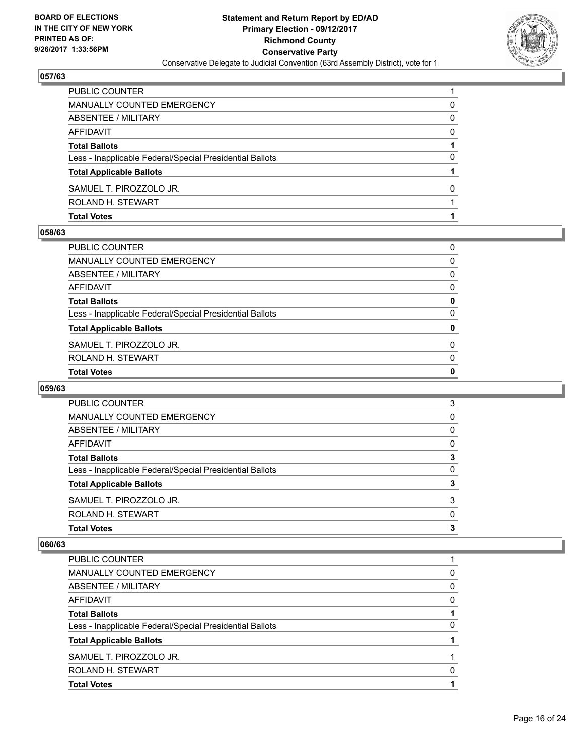BOARD OF ELECTIONS
IN THE CITY OF NEW YORK
PRINTED AS OF:
9/26/2017 1:33:56PM

**Statement and Return Report by ED/AD**
**Primary Election - 09/12/2017**
**Richmond County**
**Conservative Party**
Conservative Delegate to Judicial Convention (63rd Assembly District), vote for 1

## 057/63

| | |
|---|---|
| PUBLIC COUNTER | 1 |
| MANUALLY COUNTED EMERGENCY | 0 |
| ABSENTEE / MILITARY | 0 |
| AFFIDAVIT | 0 |
| **Total Ballots** | **1** |
| Less - Inapplicable Federal/Special Presidential Ballots | 0 |
| **Total Applicable Ballots** | **1** |
| SAMUEL T. PIROZZOLO JR. | 0 |
| ROLAND H. STEWART | 1 |
| **Total Votes** | **1** |

## 058/63

| | |
|---|---|
| PUBLIC COUNTER | 0 |
| MANUALLY COUNTED EMERGENCY | 0 |
| ABSENTEE / MILITARY | 0 |
| AFFIDAVIT | 0 |
| **Total Ballots** | **0** |
| Less - Inapplicable Federal/Special Presidential Ballots | 0 |
| **Total Applicable Ballots** | **0** |
| SAMUEL T. PIROZZOLO JR. | 0 |
| ROLAND H. STEWART | 0 |
| **Total Votes** | **0** |

## 059/63

| | |
|---|---|
| PUBLIC COUNTER | 3 |
| MANUALLY COUNTED EMERGENCY | 0 |
| ABSENTEE / MILITARY | 0 |
| AFFIDAVIT | 0 |
| **Total Ballots** | **3** |
| Less - Inapplicable Federal/Special Presidential Ballots | 0 |
| **Total Applicable Ballots** | **3** |
| SAMUEL T. PIROZZOLO JR. | 3 |
| ROLAND H. STEWART | 0 |
| **Total Votes** | **3** |

## 060/63

| | |
|---|---|
| PUBLIC COUNTER | 1 |
| MANUALLY COUNTED EMERGENCY | 0 |
| ABSENTEE / MILITARY | 0 |
| AFFIDAVIT | 0 |
| **Total Ballots** | **1** |
| Less - Inapplicable Federal/Special Presidential Ballots | 0 |
| **Total Applicable Ballots** | **1** |
| SAMUEL T. PIROZZOLO JR. | 1 |
| ROLAND H. STEWART | 0 |
| **Total Votes** | **1** |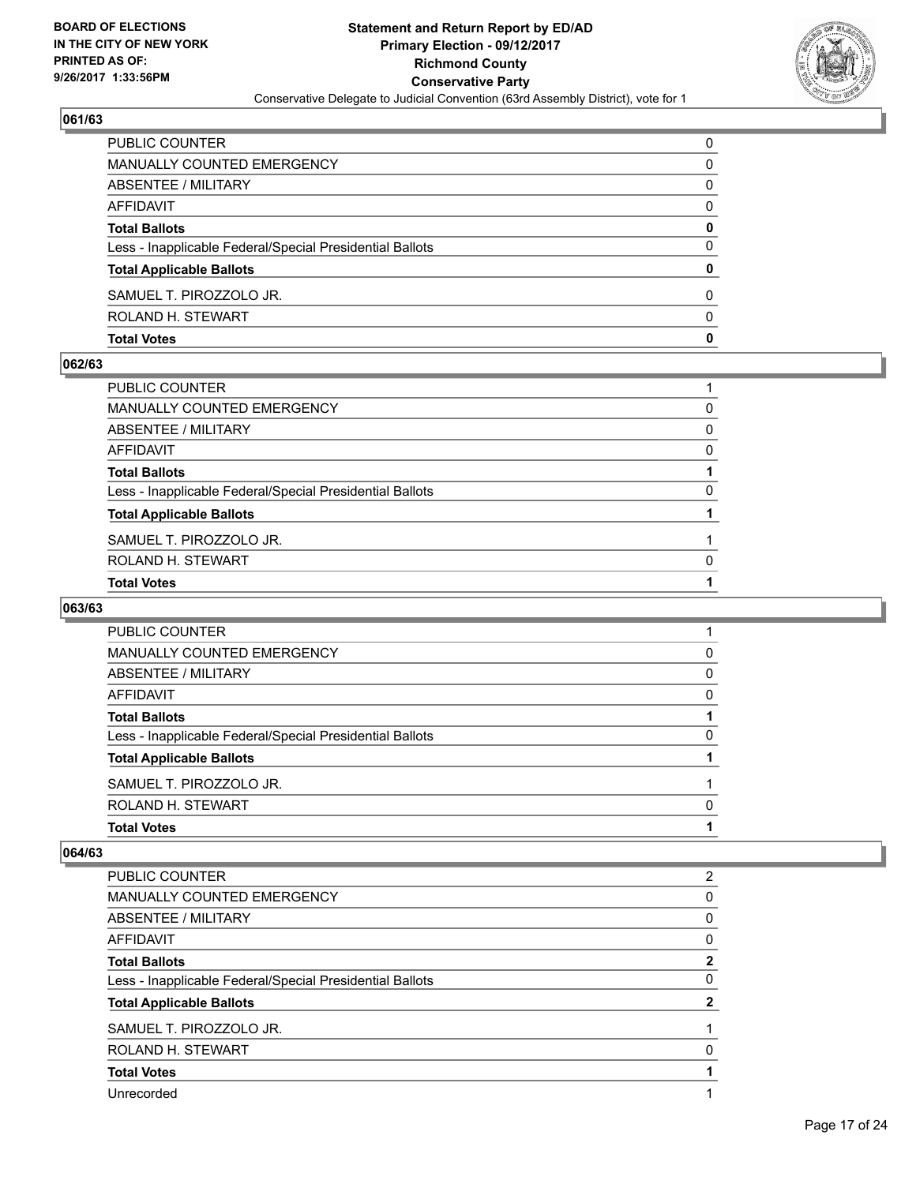## 061/63

| | |
|---|---|
| PUBLIC COUNTER | 0 |
| MANUALLY COUNTED EMERGENCY | 0 |
| ABSENTEE / MILITARY | 0 |
| AFFIDAVIT | 0 |
| **Total Ballots** | **0** |
| Less - Inapplicable Federal/Special Presidential Ballots | 0 |
| **Total Applicable Ballots** | **0** |
| SAMUEL T. PIROZZOLO JR. | 0 |
| ROLAND H. STEWART | 0 |
| **Total Votes** | **0** |

## 062/63

| | |
|---|---|
| PUBLIC COUNTER | 1 |
| MANUALLY COUNTED EMERGENCY | 0 |
| ABSENTEE / MILITARY | 0 |
| AFFIDAVIT | 0 |
| **Total Ballots** | **1** |
| Less - Inapplicable Federal/Special Presidential Ballots | 0 |
| **Total Applicable Ballots** | **1** |
| SAMUEL T. PIROZZOLO JR. | 1 |
| ROLAND H. STEWART | 0 |
| **Total Votes** | **1** |

## 063/63

| | |
|---|---|
| PUBLIC COUNTER | 1 |
| MANUALLY COUNTED EMERGENCY | 0 |
| ABSENTEE / MILITARY | 0 |
| AFFIDAVIT | 0 |
| **Total Ballots** | **1** |
| Less - Inapplicable Federal/Special Presidential Ballots | 0 |
| **Total Applicable Ballots** | **1** |
| SAMUEL T. PIROZZOLO JR. | 1 |
| ROLAND H. STEWART | 0 |
| **Total Votes** | **1** |

## 064/63

| | |
|---|---|
| PUBLIC COUNTER | 2 |
| MANUALLY COUNTED EMERGENCY | 0 |
| ABSENTEE / MILITARY | 0 |
| AFFIDAVIT | 0 |
| **Total Ballots** | **2** |
| Less - Inapplicable Federal/Special Presidential Ballots | 0 |
| **Total Applicable Ballots** | **2** |
| SAMUEL T. PIROZZOLO JR. | 1 |
| ROLAND H. STEWART | 0 |
| **Total Votes** | **1** |
| Unrecorded | 1 |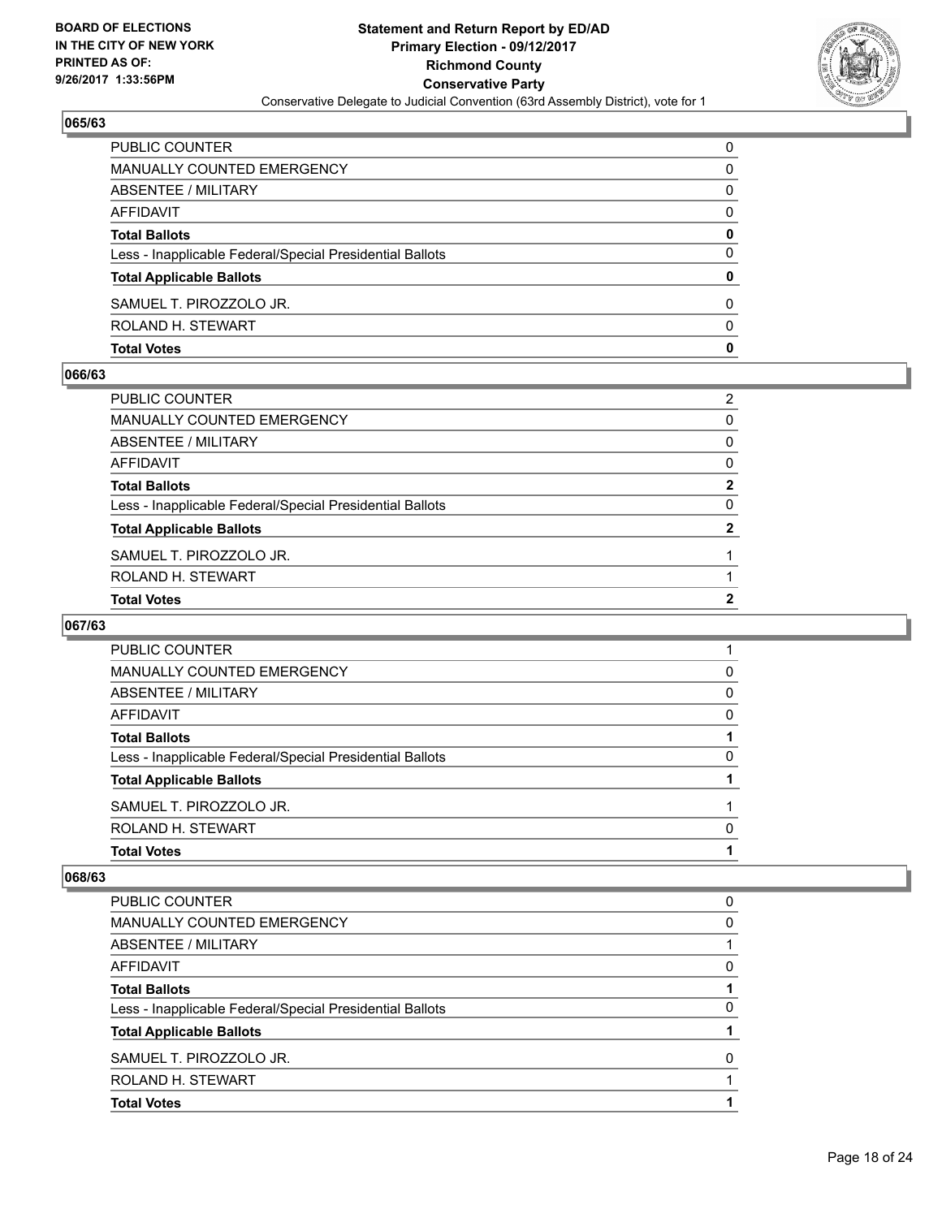**BOARD OF ELECTIONS IN THE CITY OF NEW YORK PRINTED AS OF: 9/26/2017 1:33:56PM**

**Statement and Return Report by ED/AD**
**Primary Election - 09/12/2017**
**Richmond County**
**Conservative Party**
Conservative Delegate to Judicial Convention (63rd Assembly District), vote for 1

### 065/63

| | |
|---|---|
| PUBLIC COUNTER | 0 |
| MANUALLY COUNTED EMERGENCY | 0 |
| ABSENTEE / MILITARY | 0 |
| AFFIDAVIT | 0 |
| **Total Ballots** | **0** |
| Less - Inapplicable Federal/Special Presidential Ballots | 0 |
| **Total Applicable Ballots** | **0** |
| SAMUEL T. PIROZZOLO JR. | 0 |
| ROLAND H. STEWART | 0 |
| **Total Votes** | **0** |

### 066/63

| | |
|---|---|
| PUBLIC COUNTER | 2 |
| MANUALLY COUNTED EMERGENCY | 0 |
| ABSENTEE / MILITARY | 0 |
| AFFIDAVIT | 0 |
| **Total Ballots** | **2** |
| Less - Inapplicable Federal/Special Presidential Ballots | 0 |
| **Total Applicable Ballots** | **2** |
| SAMUEL T. PIROZZOLO JR. | 1 |
| ROLAND H. STEWART | 1 |
| **Total Votes** | **2** |

### 067/63

| | |
|---|---|
| PUBLIC COUNTER | 1 |
| MANUALLY COUNTED EMERGENCY | 0 |
| ABSENTEE / MILITARY | 0 |
| AFFIDAVIT | 0 |
| **Total Ballots** | **1** |
| Less - Inapplicable Federal/Special Presidential Ballots | 0 |
| **Total Applicable Ballots** | **1** |
| SAMUEL T. PIROZZOLO JR. | 1 |
| ROLAND H. STEWART | 0 |
| **Total Votes** | **1** |

### 068/63

| | |
|---|---|
| PUBLIC COUNTER | 0 |
| MANUALLY COUNTED EMERGENCY | 0 |
| ABSENTEE / MILITARY | 1 |
| AFFIDAVIT | 0 |
| **Total Ballots** | **1** |
| Less - Inapplicable Federal/Special Presidential Ballots | 0 |
| **Total Applicable Ballots** | **1** |
| SAMUEL T. PIROZZOLO JR. | 0 |
| ROLAND H. STEWART | 1 |
| **Total Votes** | **1** |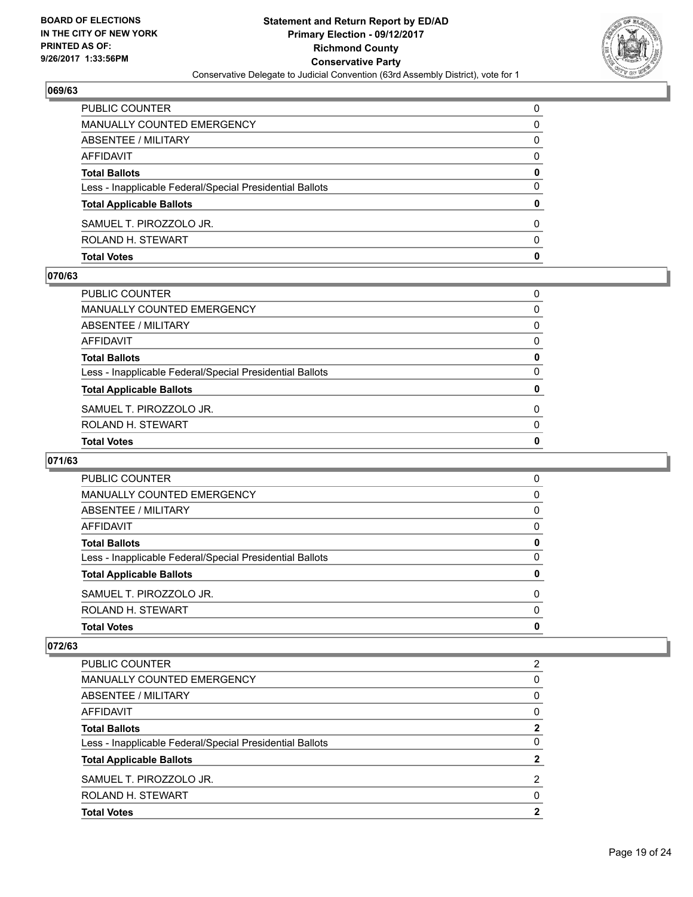**BOARD OF ELECTIONS IN THE CITY OF NEW YORK PRINTED AS OF: 9/26/2017 1:33:56PM**

**Statement and Return Report by ED/AD Primary Election - 09/12/2017 Richmond County Conservative Party**

Conservative Delegate to Judicial Convention (63rd Assembly District), vote for 1

### 069/63

| | |
|---|---|
| PUBLIC COUNTER | 0 |
| MANUALLY COUNTED EMERGENCY | 0 |
| ABSENTEE / MILITARY | 0 |
| AFFIDAVIT | 0 |
| **Total Ballots** | **0** |
| Less - Inapplicable Federal/Special Presidential Ballots | 0 |
| **Total Applicable Ballots** | **0** |
| SAMUEL T. PIROZZOLO JR. | 0 |
| ROLAND H. STEWART | 0 |
| **Total Votes** | **0** |

### 070/63

| | |
|---|---|
| PUBLIC COUNTER | 0 |
| MANUALLY COUNTED EMERGENCY | 0 |
| ABSENTEE / MILITARY | 0 |
| AFFIDAVIT | 0 |
| **Total Ballots** | **0** |
| Less - Inapplicable Federal/Special Presidential Ballots | 0 |
| **Total Applicable Ballots** | **0** |
| SAMUEL T. PIROZZOLO JR. | 0 |
| ROLAND H. STEWART | 0 |
| **Total Votes** | **0** |

### 071/63

| | |
|---|---|
| PUBLIC COUNTER | 0 |
| MANUALLY COUNTED EMERGENCY | 0 |
| ABSENTEE / MILITARY | 0 |
| AFFIDAVIT | 0 |
| **Total Ballots** | **0** |
| Less - Inapplicable Federal/Special Presidential Ballots | 0 |
| **Total Applicable Ballots** | **0** |
| SAMUEL T. PIROZZOLO JR. | 0 |
| ROLAND H. STEWART | 0 |
| **Total Votes** | **0** |

### 072/63

| | |
|---|---|
| PUBLIC COUNTER | 2 |
| MANUALLY COUNTED EMERGENCY | 0 |
| ABSENTEE / MILITARY | 0 |
| AFFIDAVIT | 0 |
| **Total Ballots** | **2** |
| Less - Inapplicable Federal/Special Presidential Ballots | 0 |
| **Total Applicable Ballots** | **2** |
| SAMUEL T. PIROZZOLO JR. | 2 |
| ROLAND H. STEWART | 0 |
| **Total Votes** | **2** |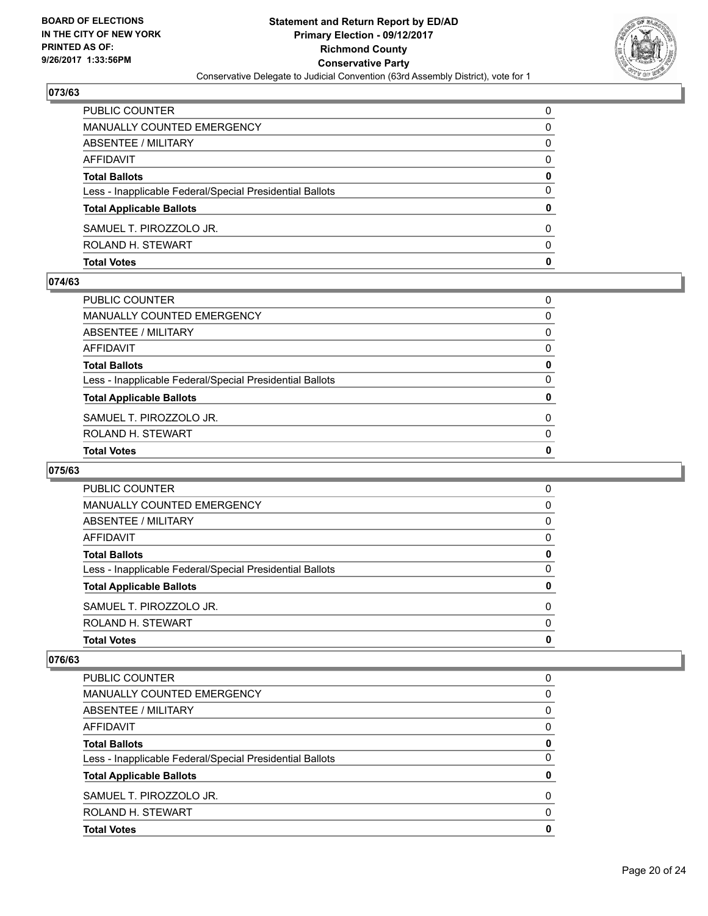## 073/63

| | |
|---|---|
| PUBLIC COUNTER | 0 |
| MANUALLY COUNTED EMERGENCY | 0 |
| ABSENTEE / MILITARY | 0 |
| AFFIDAVIT | 0 |
| **Total Ballots** | **0** |
| Less - Inapplicable Federal/Special Presidential Ballots | 0 |
| **Total Applicable Ballots** | **0** |
| SAMUEL T. PIROZZOLO JR. | 0 |
| ROLAND H. STEWART | 0 |
| **Total Votes** | **0** |

## 074/63

| | |
|---|---|
| PUBLIC COUNTER | 0 |
| MANUALLY COUNTED EMERGENCY | 0 |
| ABSENTEE / MILITARY | 0 |
| AFFIDAVIT | 0 |
| **Total Ballots** | **0** |
| Less - Inapplicable Federal/Special Presidential Ballots | 0 |
| **Total Applicable Ballots** | **0** |
| SAMUEL T. PIROZZOLO JR. | 0 |
| ROLAND H. STEWART | 0 |
| **Total Votes** | **0** |

## 075/63

| | |
|---|---|
| PUBLIC COUNTER | 0 |
| MANUALLY COUNTED EMERGENCY | 0 |
| ABSENTEE / MILITARY | 0 |
| AFFIDAVIT | 0 |
| **Total Ballots** | **0** |
| Less - Inapplicable Federal/Special Presidential Ballots | 0 |
| **Total Applicable Ballots** | **0** |
| SAMUEL T. PIROZZOLO JR. | 0 |
| ROLAND H. STEWART | 0 |
| **Total Votes** | **0** |

## 076/63

| | |
|---|---|
| PUBLIC COUNTER | 0 |
| MANUALLY COUNTED EMERGENCY | 0 |
| ABSENTEE / MILITARY | 0 |
| AFFIDAVIT | 0 |
| **Total Ballots** | **0** |
| Less - Inapplicable Federal/Special Presidential Ballots | 0 |
| **Total Applicable Ballots** | **0** |
| SAMUEL T. PIROZZOLO JR. | 0 |
| ROLAND H. STEWART | 0 |
| **Total Votes** | **0** |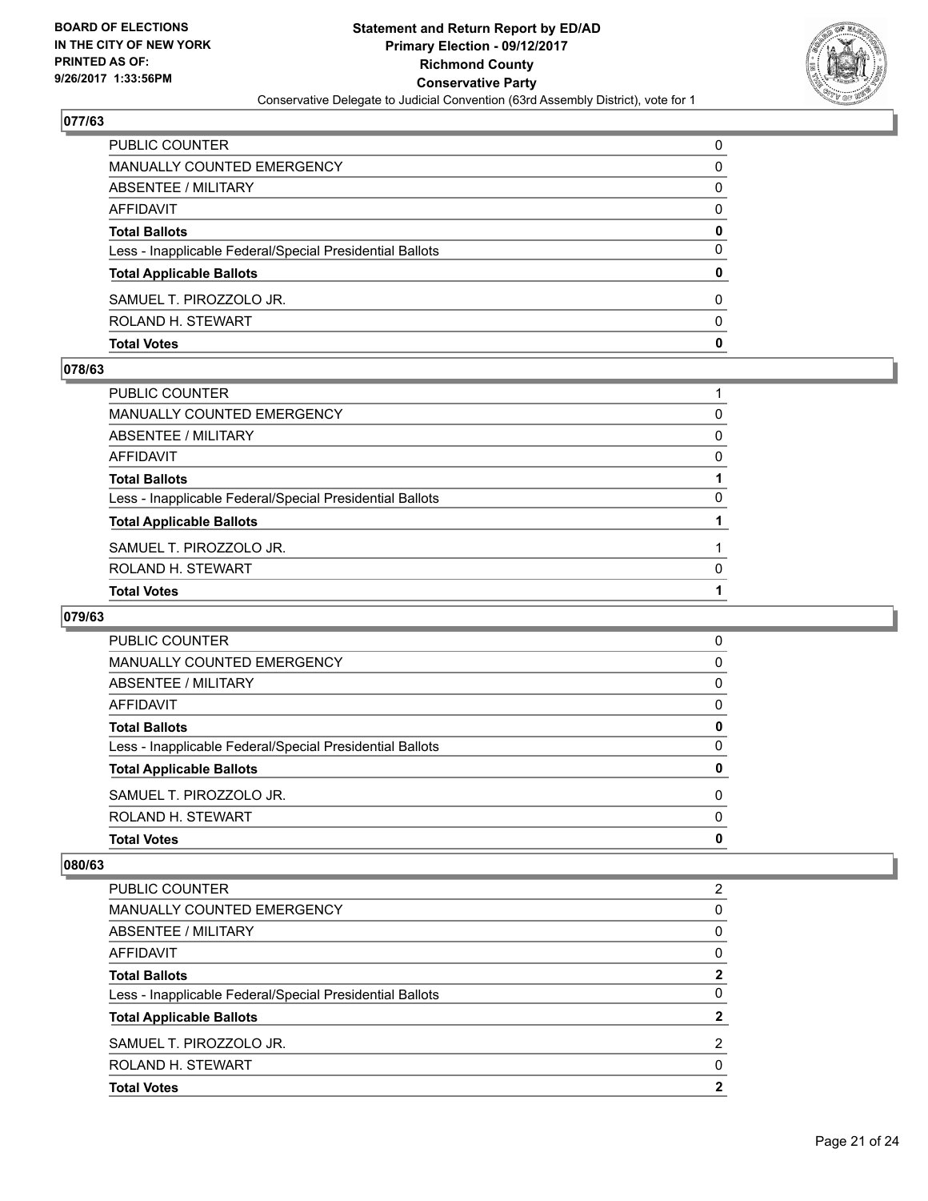## 077/63

| | |
|---|---|
| PUBLIC COUNTER | 0 |
| MANUALLY COUNTED EMERGENCY | 0 |
| ABSENTEE / MILITARY | 0 |
| AFFIDAVIT | 0 |
| **Total Ballots** | **0** |
| Less - Inapplicable Federal/Special Presidential Ballots | 0 |
| **Total Applicable Ballots** | **0** |
| SAMUEL T. PIROZZOLO JR. | 0 |
| ROLAND H. STEWART | 0 |
| **Total Votes** | **0** |

## 078/63

| | |
|---|---|
| PUBLIC COUNTER | 1 |
| MANUALLY COUNTED EMERGENCY | 0 |
| ABSENTEE / MILITARY | 0 |
| AFFIDAVIT | 0 |
| **Total Ballots** | **1** |
| Less - Inapplicable Federal/Special Presidential Ballots | 0 |
| **Total Applicable Ballots** | **1** |
| SAMUEL T. PIROZZOLO JR. | 1 |
| ROLAND H. STEWART | 0 |
| **Total Votes** | **1** |

## 079/63

| | |
|---|---|
| PUBLIC COUNTER | 0 |
| MANUALLY COUNTED EMERGENCY | 0 |
| ABSENTEE / MILITARY | 0 |
| AFFIDAVIT | 0 |
| **Total Ballots** | **0** |
| Less - Inapplicable Federal/Special Presidential Ballots | 0 |
| **Total Applicable Ballots** | **0** |
| SAMUEL T. PIROZZOLO JR. | 0 |
| ROLAND H. STEWART | 0 |
| **Total Votes** | **0** |

## 080/63

| | |
|---|---|
| PUBLIC COUNTER | 2 |
| MANUALLY COUNTED EMERGENCY | 0 |
| ABSENTEE / MILITARY | 0 |
| AFFIDAVIT | 0 |
| **Total Ballots** | **2** |
| Less - Inapplicable Federal/Special Presidential Ballots | 0 |
| **Total Applicable Ballots** | **2** |
| SAMUEL T. PIROZZOLO JR. | 2 |
| ROLAND H. STEWART | 0 |
| **Total Votes** | **2** |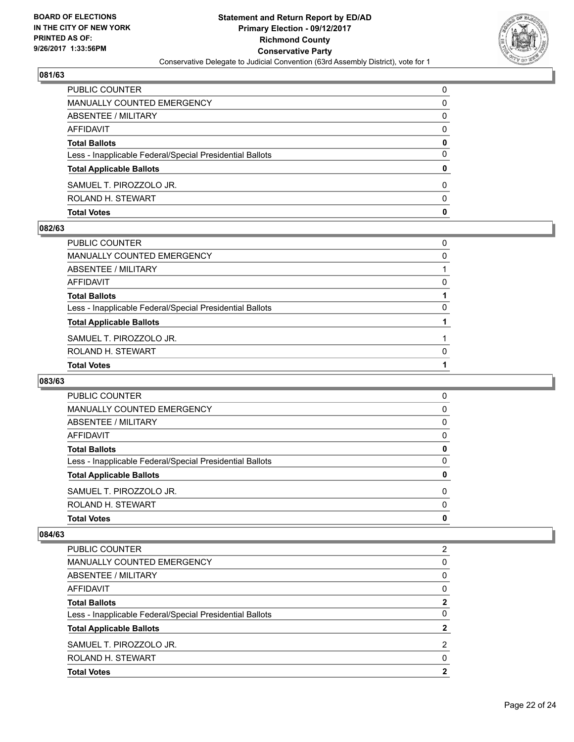**Statement and Return Report by ED/AD**
**Primary Election - 09/12/2017**
**Richmond County**
**Conservative Party**
Conservative Delegate to Judicial Convention (63rd Assembly District), vote for 1

BOARD OF ELECTIONS
IN THE CITY OF NEW YORK
PRINTED AS OF:
9/26/2017 1:33:56PM

### 081/63

| | |
|---|---|
| PUBLIC COUNTER | 0 |
| MANUALLY COUNTED EMERGENCY | 0 |
| ABSENTEE / MILITARY | 0 |
| AFFIDAVIT | 0 |
| **Total Ballots** | **0** |
| Less - Inapplicable Federal/Special Presidential Ballots | 0 |
| **Total Applicable Ballots** | **0** |
| SAMUEL T. PIROZZOLO JR. | 0 |
| ROLAND H. STEWART | 0 |
| **Total Votes** | **0** |

### 082/63

| | |
|---|---|
| PUBLIC COUNTER | 0 |
| MANUALLY COUNTED EMERGENCY | 0 |
| ABSENTEE / MILITARY | 1 |
| AFFIDAVIT | 0 |
| **Total Ballots** | **1** |
| Less - Inapplicable Federal/Special Presidential Ballots | 0 |
| **Total Applicable Ballots** | **1** |
| SAMUEL T. PIROZZOLO JR. | 1 |
| ROLAND H. STEWART | 0 |
| **Total Votes** | **1** |

### 083/63

| | |
|---|---|
| PUBLIC COUNTER | 0 |
| MANUALLY COUNTED EMERGENCY | 0 |
| ABSENTEE / MILITARY | 0 |
| AFFIDAVIT | 0 |
| **Total Ballots** | **0** |
| Less - Inapplicable Federal/Special Presidential Ballots | 0 |
| **Total Applicable Ballots** | **0** |
| SAMUEL T. PIROZZOLO JR. | 0 |
| ROLAND H. STEWART | 0 |
| **Total Votes** | **0** |

### 084/63

| | |
|---|---|
| PUBLIC COUNTER | 2 |
| MANUALLY COUNTED EMERGENCY | 0 |
| ABSENTEE / MILITARY | 0 |
| AFFIDAVIT | 0 |
| **Total Ballots** | **2** |
| Less - Inapplicable Federal/Special Presidential Ballots | 0 |
| **Total Applicable Ballots** | **2** |
| SAMUEL T. PIROZZOLO JR. | 2 |
| ROLAND H. STEWART | 0 |
| **Total Votes** | **2** |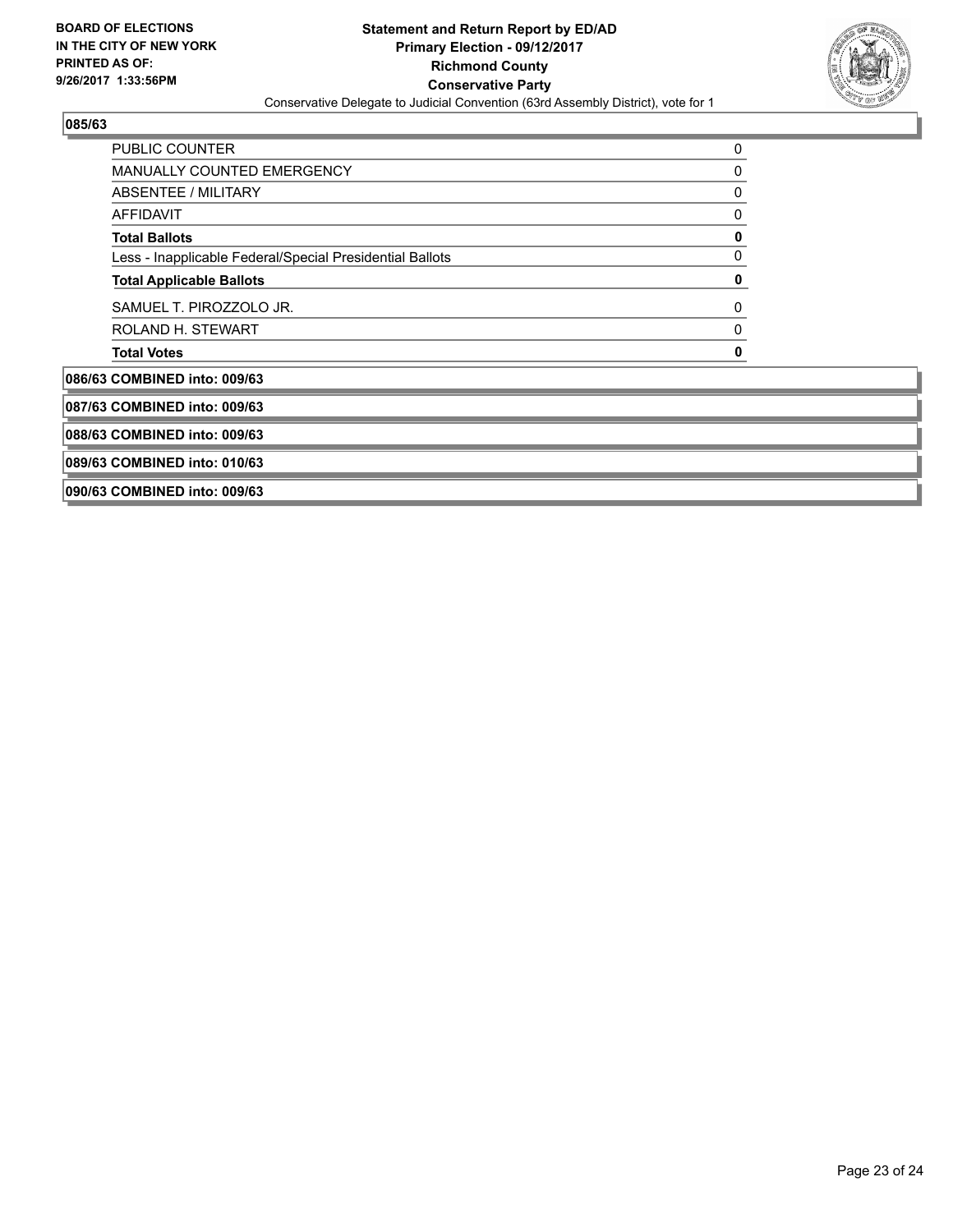**085/63**

| | |
|---|---|
| PUBLIC COUNTER | 0 |
| MANUALLY COUNTED EMERGENCY | 0 |
| ABSENTEE / MILITARY | 0 |
| AFFIDAVIT | 0 |
| **Total Ballots** | **0** |
| Less - Inapplicable Federal/Special Presidential Ballots | 0 |
| **Total Applicable Ballots** | **0** |
| SAMUEL T. PIROZZOLO JR. | 0 |
| ROLAND H. STEWART | 0 |
| **Total Votes** | **0** |

**086/63 COMBINED into: 009/63**

**087/63 COMBINED into: 009/63**

**088/63 COMBINED into: 009/63**

**089/63 COMBINED into: 010/63**

**090/63 COMBINED into: 009/63**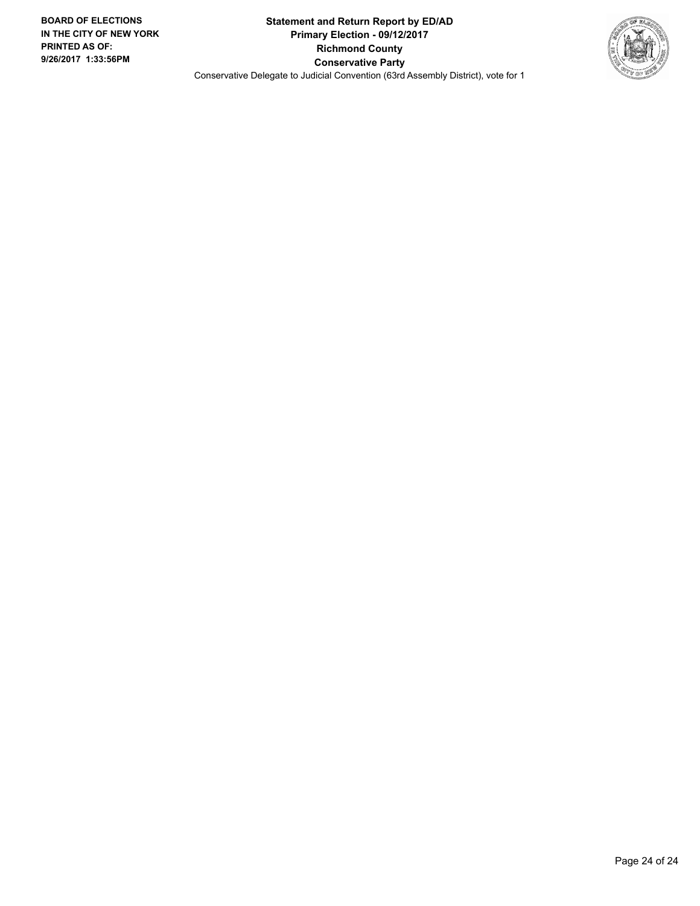**BOARD OF ELECTIONS**
**IN THE CITY OF NEW YORK**
**PRINTED AS OF:**
**9/26/2017 1:33:56PM**

**Statement and Return Report by ED/AD**
**Primary Election - 09/12/2017**
**Richmond County**
**Conservative Party**
Conservative Delegate to Judicial Convention (63rd Assembly District), vote for 1